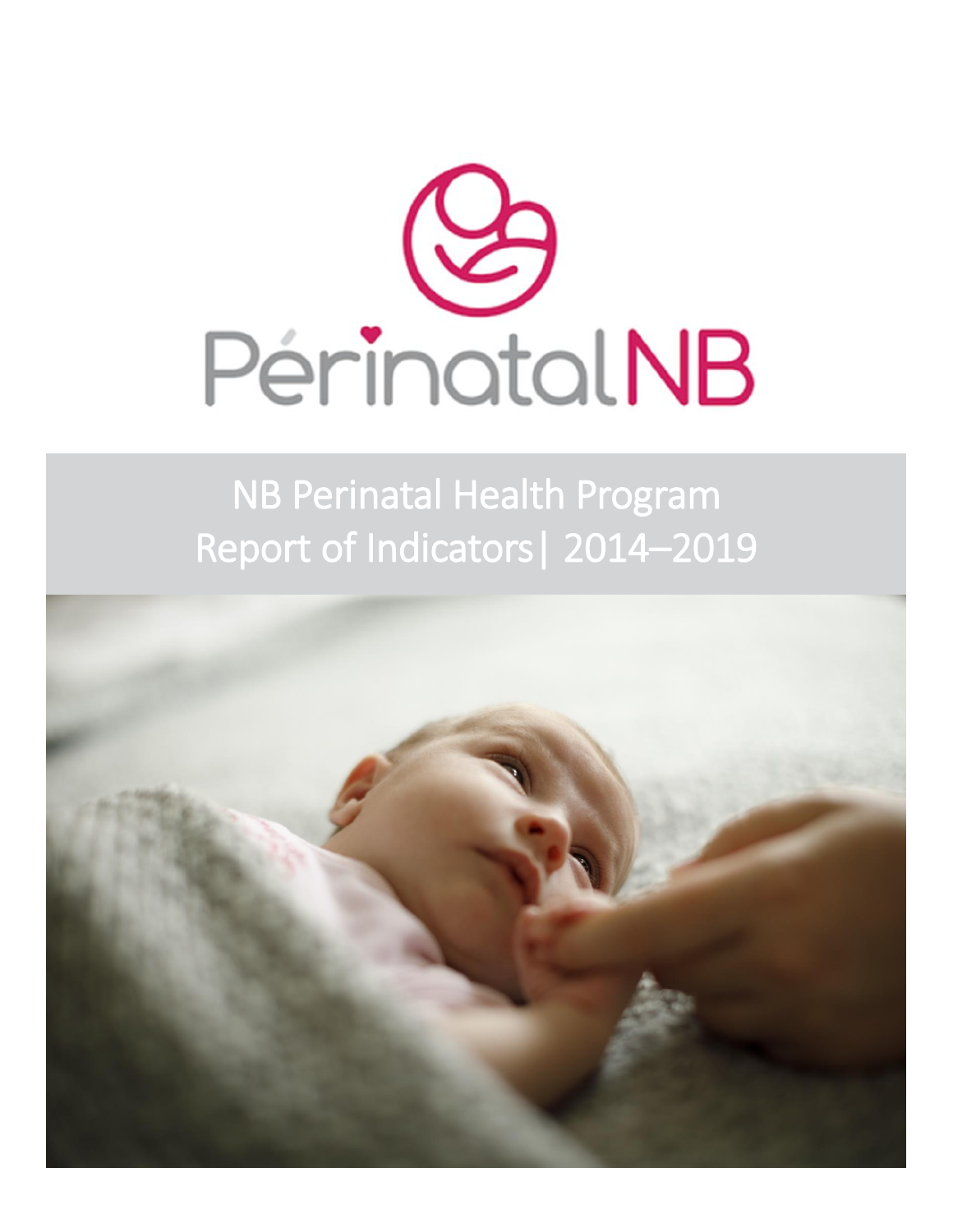PérinatalNB

# NB Perinatal Health Program Report of Indicators| 2014–2019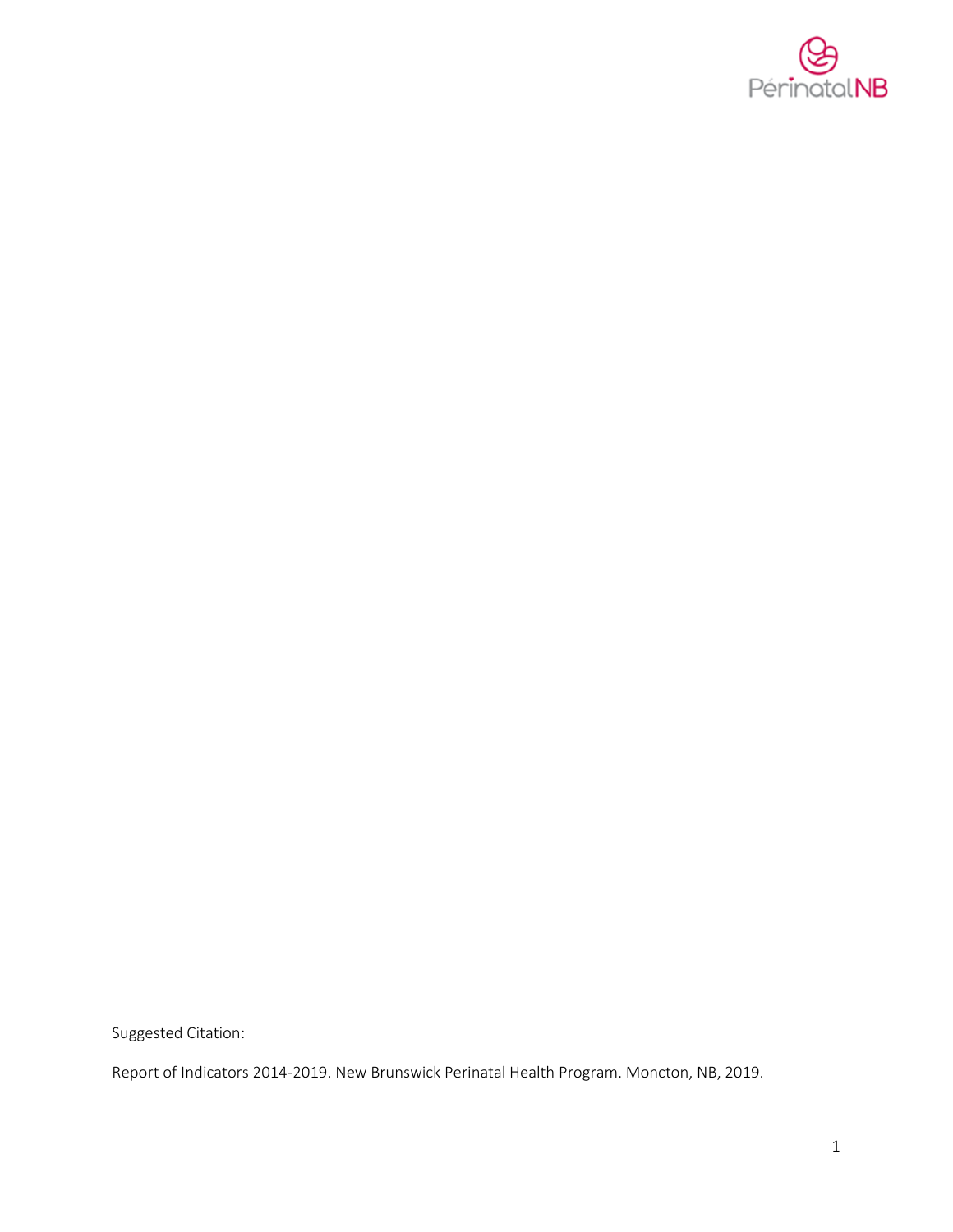Suggested Citation:

Report of Indicators 2014-2019. New Brunswick Perinatal Health Program. Moncton, NB, 2019.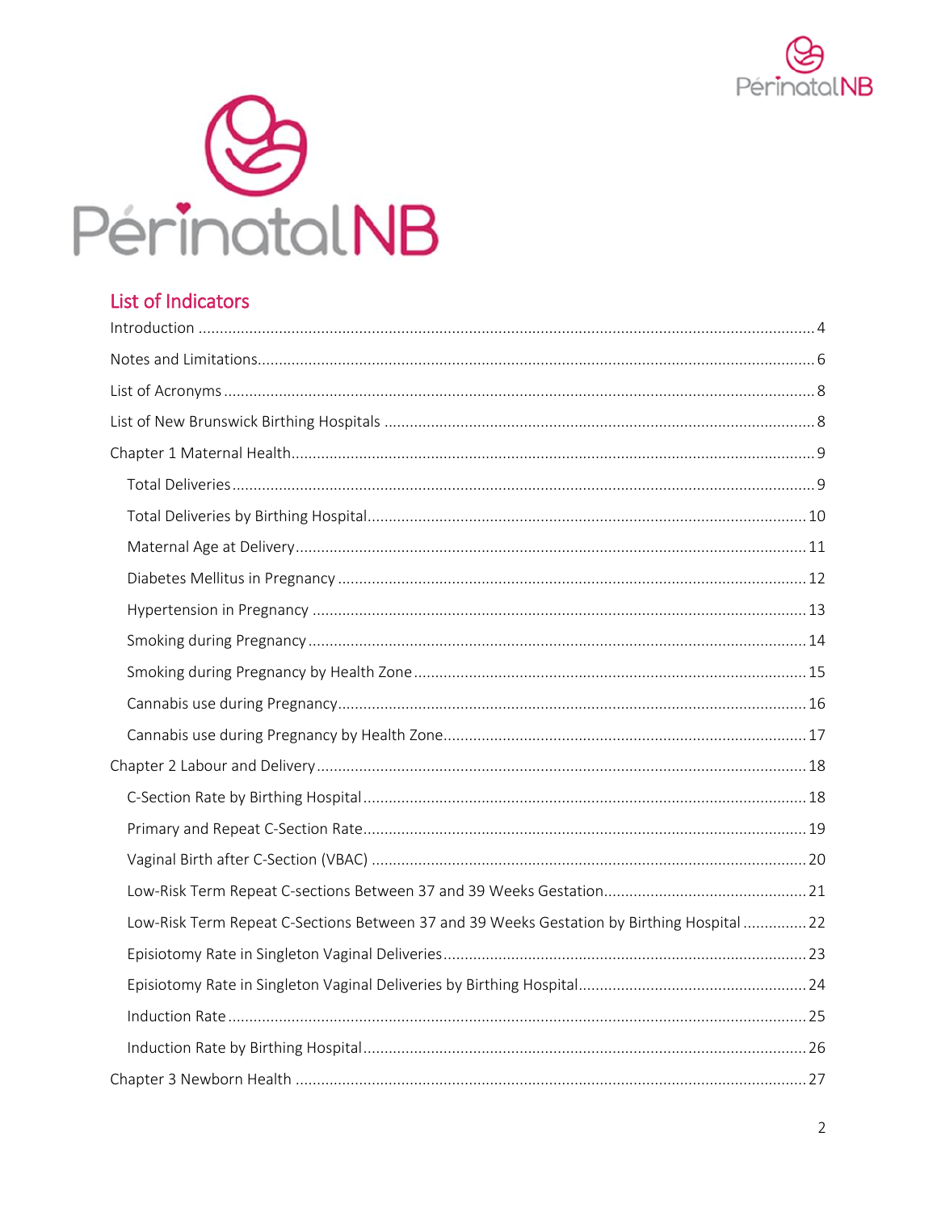## List of Indicators

Introduction ........................................................................................................ 4

Notes and Limitations.......................................................................................... 6

List of Acronyms .................................................................................................. 8

List of New Brunswick Birthing Hospitals ............................................................ 8

Chapter 1 Maternal Health.................................................................................. 9

- Total Deliveries ................................................................................................ 9
- Total Deliveries by Birthing Hospital............................................................... 10
- Maternal Age at Delivery................................................................................. 11
- Diabetes Mellitus in Pregnancy ...................................................................... 12
- Hypertension in Pregnancy ............................................................................ 13
- Smoking during Pregnancy ............................................................................. 14
- Smoking during Pregnancy by Health Zone .................................................... 15
- Cannabis use during Pregnancy...................................................................... 16
- Cannabis use during Pregnancy by Health Zone............................................. 17

Chapter 2 Labour and Delivery........................................................................... 18

- C-Section Rate by Birthing Hospital ............................................................... 18
- Primary and Repeat C-Section Rate................................................................ 19
- Vaginal Birth after C-Section (VBAC) .............................................................. 20
- Low-Risk Term Repeat C-sections Between 37 and 39 Weeks Gestation......... 21
- Low-Risk Term Repeat C-Sections Between 37 and 39 Weeks Gestation by Birthing Hospital ............... 22
- Episiotomy Rate in Singleton Vaginal Deliveries............................................. 23
- Episiotomy Rate in Singleton Vaginal Deliveries by Birthing Hospital............. 24
- Induction Rate ................................................................................................ 25
- Induction Rate by Birthing Hospital................................................................ 26

Chapter 3 Newborn Health ................................................................................ 27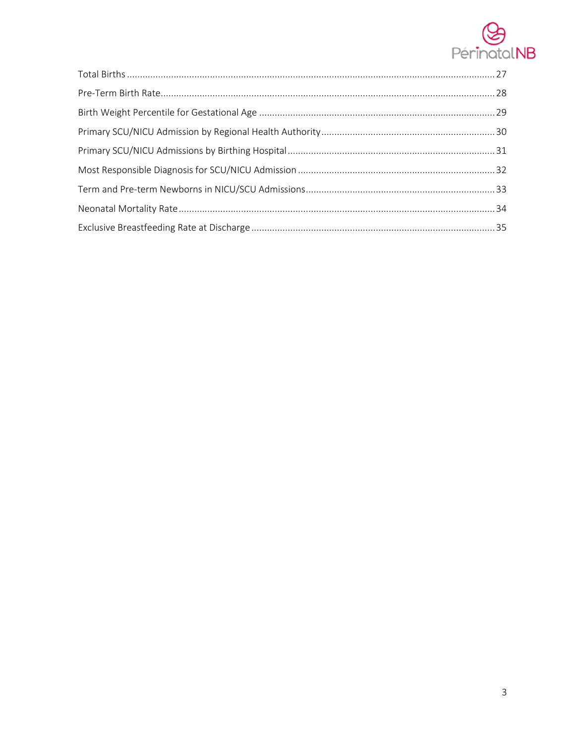Total Births ........................................................................................................................................ 27

Pre-Term Birth Rate............................................................................................................................ 28

Birth Weight Percentile for Gestational Age ........................................................................................ 29

Primary SCU/NICU Admission by Regional Health Authority.................................................................. 30

Primary SCU/NICU Admissions by Birthing Hospital............................................................................... 31

Most Responsible Diagnosis for SCU/NICU Admission .......................................................................... 32

Term and Pre-term Newborns in NICU/SCU Admissions......................................................................... 33

Neonatal Mortality Rate...................................................................................................................... 34

Exclusive Breastfeeding Rate at Discharge ............................................................................................ 35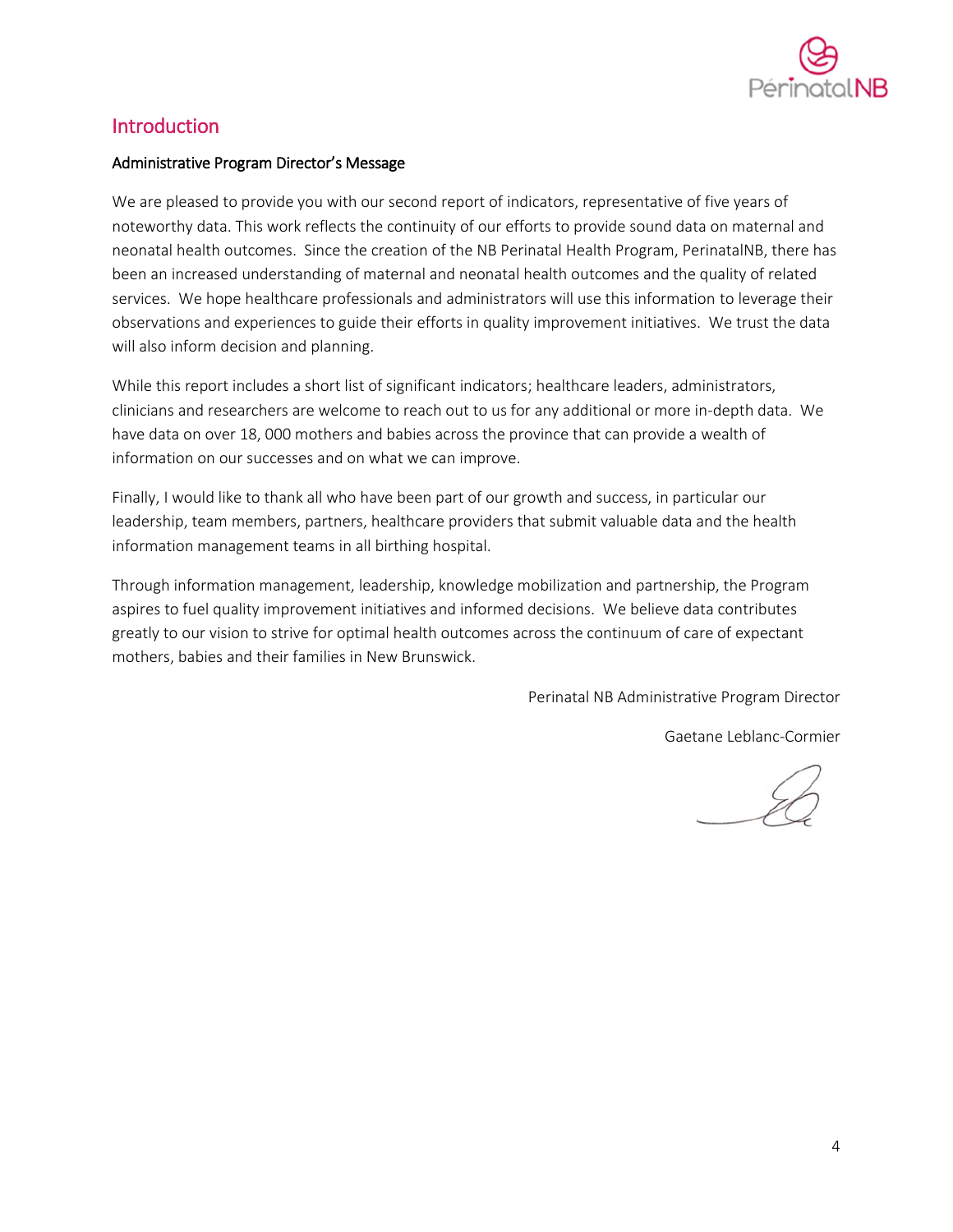## Introduction

### Administrative Program Director's Message

We are pleased to provide you with our second report of indicators, representative of five years of noteworthy data. This work reflects the continuity of our efforts to provide sound data on maternal and neonatal health outcomes. Since the creation of the NB Perinatal Health Program, PerinatalNB, there has been an increased understanding of maternal and neonatal health outcomes and the quality of related services. We hope healthcare professionals and administrators will use this information to leverage their observations and experiences to guide their efforts in quality improvement initiatives. We trust the data will also inform decision and planning.

While this report includes a short list of significant indicators; healthcare leaders, administrators, clinicians and researchers are welcome to reach out to us for any additional or more in-depth data. We have data on over 18, 000 mothers and babies across the province that can provide a wealth of information on our successes and on what we can improve.

Finally, I would like to thank all who have been part of our growth and success, in particular our leadership, team members, partners, healthcare providers that submit valuable data and the health information management teams in all birthing hospital.

Through information management, leadership, knowledge mobilization and partnership, the Program aspires to fuel quality improvement initiatives and informed decisions. We believe data contributes greatly to our vision to strive for optimal health outcomes across the continuum of care of expectant mothers, babies and their families in New Brunswick.

Perinatal NB Administrative Program Director

Gaetane Leblanc-Cormier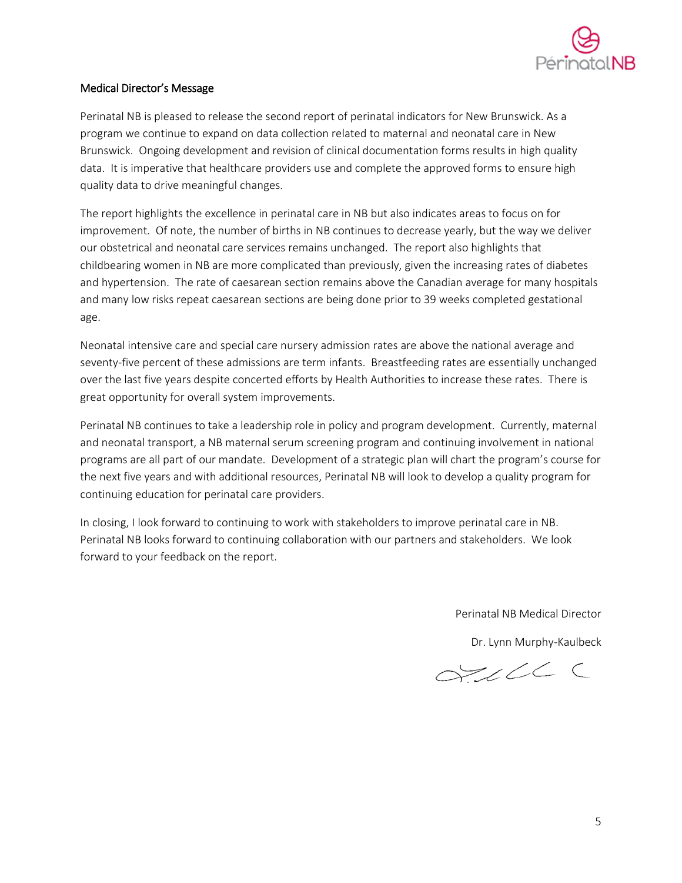## Medical Director's Message

Perinatal NB is pleased to release the second report of perinatal indicators for New Brunswick. As a program we continue to expand on data collection related to maternal and neonatal care in New Brunswick. Ongoing development and revision of clinical documentation forms results in high quality data. It is imperative that healthcare providers use and complete the approved forms to ensure high quality data to drive meaningful changes.

The report highlights the excellence in perinatal care in NB but also indicates areas to focus on for improvement. Of note, the number of births in NB continues to decrease yearly, but the way we deliver our obstetrical and neonatal care services remains unchanged. The report also highlights that childbearing women in NB are more complicated than previously, given the increasing rates of diabetes and hypertension. The rate of caesarean section remains above the Canadian average for many hospitals and many low risks repeat caesarean sections are being done prior to 39 weeks completed gestational age.

Neonatal intensive care and special care nursery admission rates are above the national average and seventy-five percent of these admissions are term infants. Breastfeeding rates are essentially unchanged over the last five years despite concerted efforts by Health Authorities to increase these rates. There is great opportunity for overall system improvements.

Perinatal NB continues to take a leadership role in policy and program development. Currently, maternal and neonatal transport, a NB maternal serum screening program and continuing involvement in national programs are all part of our mandate. Development of a strategic plan will chart the program's course for the next five years and with additional resources, Perinatal NB will look to develop a quality program for continuing education for perinatal care providers.

In closing, I look forward to continuing to work with stakeholders to improve perinatal care in NB. Perinatal NB looks forward to continuing collaboration with our partners and stakeholders. We look forward to your feedback on the report.

Perinatal NB Medical Director

Dr. Lynn Murphy-Kaulbeck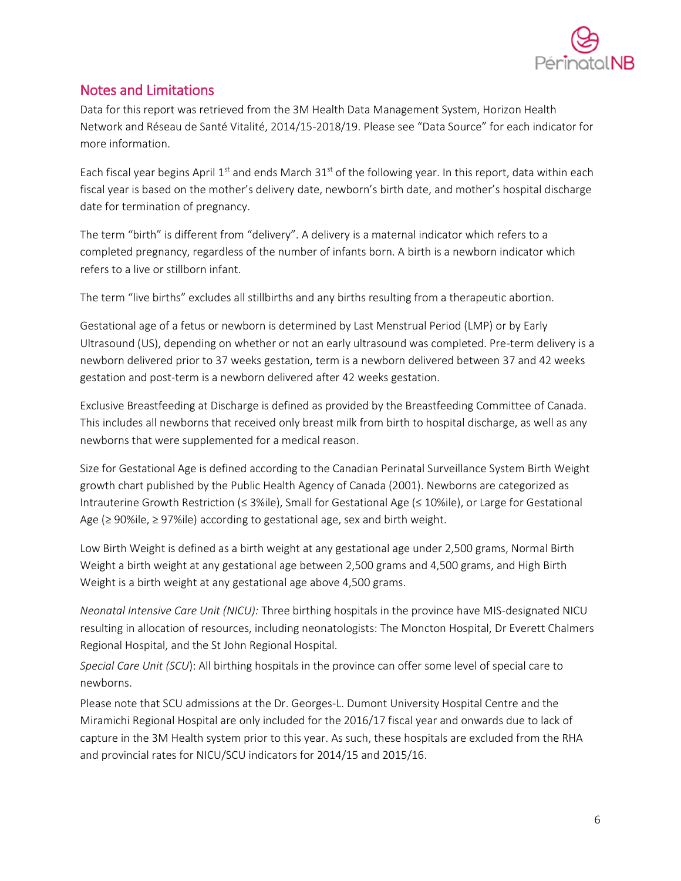## Notes and Limitations

Data for this report was retrieved from the 3M Health Data Management System, Horizon Health Network and Réseau de Santé Vitalité, 2014/15-2018/19. Please see "Data Source" for each indicator for more information.

Each fiscal year begins April 1st and ends March 31st of the following year. In this report, data within each fiscal year is based on the mother's delivery date, newborn's birth date, and mother's hospital discharge date for termination of pregnancy.

The term "birth" is different from "delivery". A delivery is a maternal indicator which refers to a completed pregnancy, regardless of the number of infants born. A birth is a newborn indicator which refers to a live or stillborn infant.

The term "live births" excludes all stillbirths and any births resulting from a therapeutic abortion.

Gestational age of a fetus or newborn is determined by Last Menstrual Period (LMP) or by Early Ultrasound (US), depending on whether or not an early ultrasound was completed. Pre-term delivery is a newborn delivered prior to 37 weeks gestation, term is a newborn delivered between 37 and 42 weeks gestation and post-term is a newborn delivered after 42 weeks gestation.

Exclusive Breastfeeding at Discharge is defined as provided by the Breastfeeding Committee of Canada. This includes all newborns that received only breast milk from birth to hospital discharge, as well as any newborns that were supplemented for a medical reason.

Size for Gestational Age is defined according to the Canadian Perinatal Surveillance System Birth Weight growth chart published by the Public Health Agency of Canada (2001). Newborns are categorized as Intrauterine Growth Restriction (≤ 3%ile), Small for Gestational Age (≤ 10%ile), or Large for Gestational Age (≥ 90%ile, ≥ 97%ile) according to gestational age, sex and birth weight.

Low Birth Weight is defined as a birth weight at any gestational age under 2,500 grams, Normal Birth Weight a birth weight at any gestational age between 2,500 grams and 4,500 grams, and High Birth Weight is a birth weight at any gestational age above 4,500 grams.

*Neonatal Intensive Care Unit (NICU):* Three birthing hospitals in the province have MIS-designated NICU resulting in allocation of resources, including neonatologists: The Moncton Hospital, Dr Everett Chalmers Regional Hospital, and the St John Regional Hospital.

*Special Care Unit (SCU)*: All birthing hospitals in the province can offer some level of special care to newborns.

Please note that SCU admissions at the Dr. Georges-L. Dumont University Hospital Centre and the Miramichi Regional Hospital are only included for the 2016/17 fiscal year and onwards due to lack of capture in the 3M Health system prior to this year. As such, these hospitals are excluded from the RHA and provincial rates for NICU/SCU indicators for 2014/15 and 2015/16.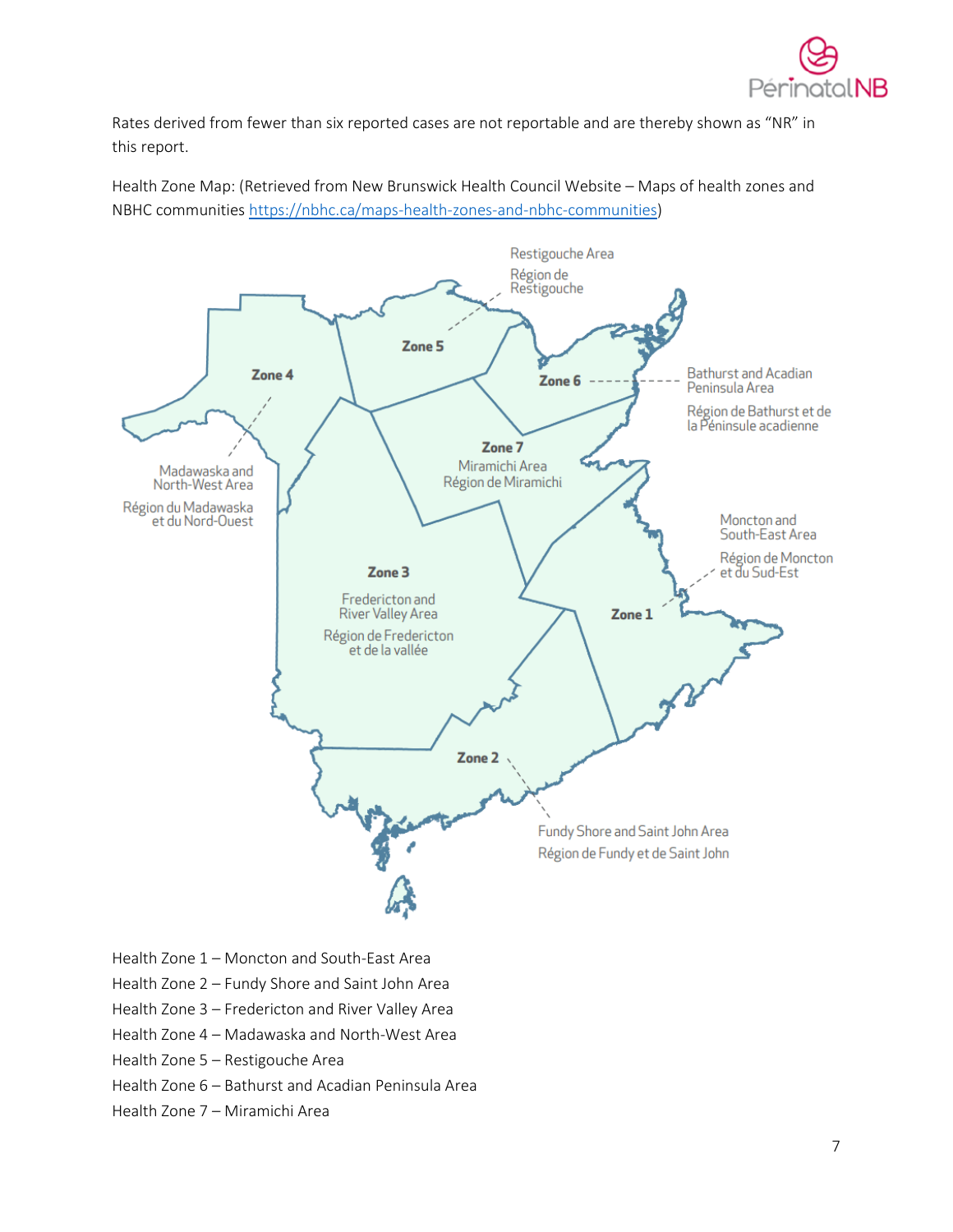Rates derived from fewer than six reported cases are not reportable and are thereby shown as "NR" in this report.

Health Zone Map: (Retrieved from New Brunswick Health Council Website – Maps of health zones and NBHC communities https://nbhc.ca/maps-health-zones-and-nbhc-communities)

Health Zone 1 – Moncton and South-East Area

Health Zone 2 – Fundy Shore and Saint John Area

Health Zone 3 – Fredericton and River Valley Area

Health Zone 4 – Madawaska and North-West Area

Health Zone 5 – Restigouche Area

Health Zone 6 – Bathurst and Acadian Peninsula Area

Health Zone 7 – Miramichi Area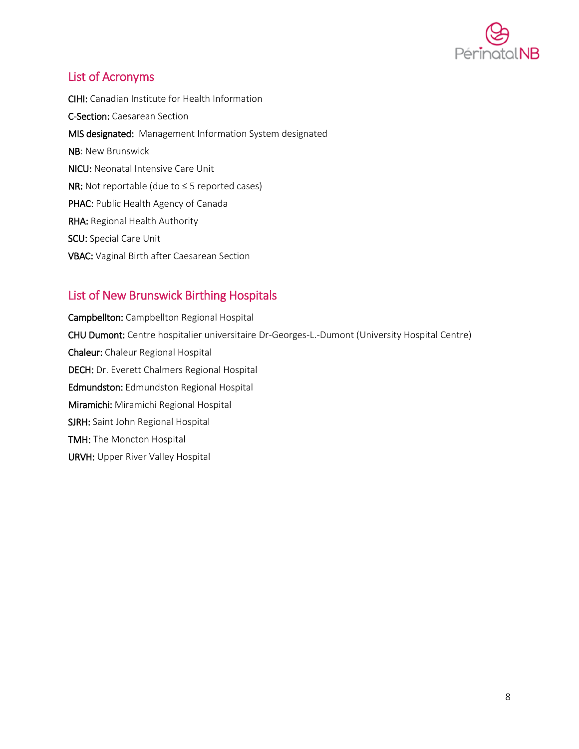## List of Acronyms

**CIHI:** Canadian Institute for Health Information

**C-Section:** Caesarean Section

**MIS designated:** Management Information System designated

**NB**: New Brunswick

**NICU:** Neonatal Intensive Care Unit

**NR:** Not reportable (due to ≤ 5 reported cases)

**PHAC:** Public Health Agency of Canada

**RHA:** Regional Health Authority

**SCU:** Special Care Unit

**VBAC:** Vaginal Birth after Caesarean Section

## List of New Brunswick Birthing Hospitals

**Campbellton:** Campbellton Regional Hospital

**CHU Dumont:** Centre hospitalier universitaire Dr-Georges-L.-Dumont (University Hospital Centre)

**Chaleur:** Chaleur Regional Hospital

**DECH:** Dr. Everett Chalmers Regional Hospital

**Edmundston:** Edmundston Regional Hospital

**Miramichi:** Miramichi Regional Hospital

**SJRH:** Saint John Regional Hospital

**TMH:** The Moncton Hospital

**URVH:** Upper River Valley Hospital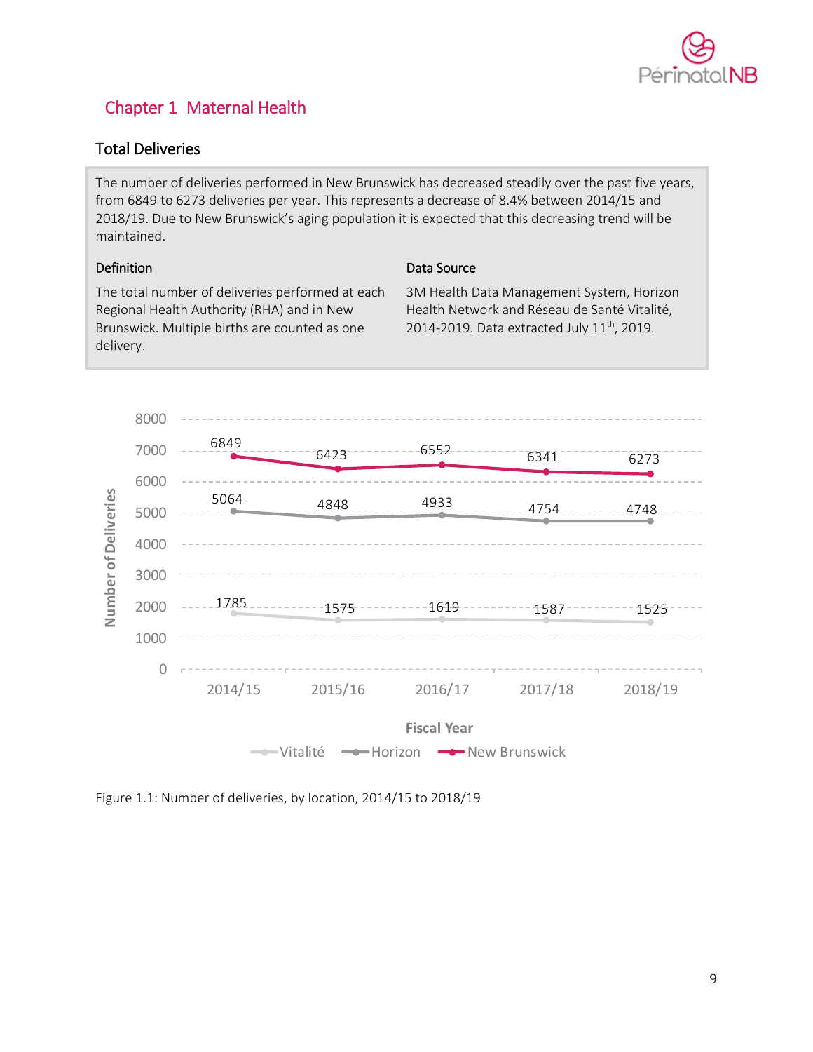# Chapter 1 Maternal Health

## Total Deliveries

The number of deliveries performed in New Brunswick has decreased steadily over the past five years, from 6849 to 6273 deliveries per year. This represents a decrease of 8.4% between 2014/15 and 2018/19. Due to New Brunswick's aging population it is expected that this decreasing trend will be maintained.

### Definition

The total number of deliveries performed at each Regional Health Authority (RHA) and in New Brunswick. Multiple births are counted as one delivery.

### Data Source

3M Health Data Management System, Horizon Health Network and Réseau de Santé Vitalité, 2014-2019. Data extracted July 11th, 2019.

| Fiscal Year | Vitalité | Horizon | New Brunswick |
|---|---|---|---|
| 2014/15 | 1785 | 5064 | 6849 |
| 2015/16 | 1575 | 4848 | 6423 |
| 2016/17 | 1619 | 4933 | 6552 |
| 2017/18 | 1587 | 4754 | 6341 |
| 2018/19 | 1525 | 4748 | 6273 |

Figure 1.1: Number of deliveries, by location, 2014/15 to 2018/19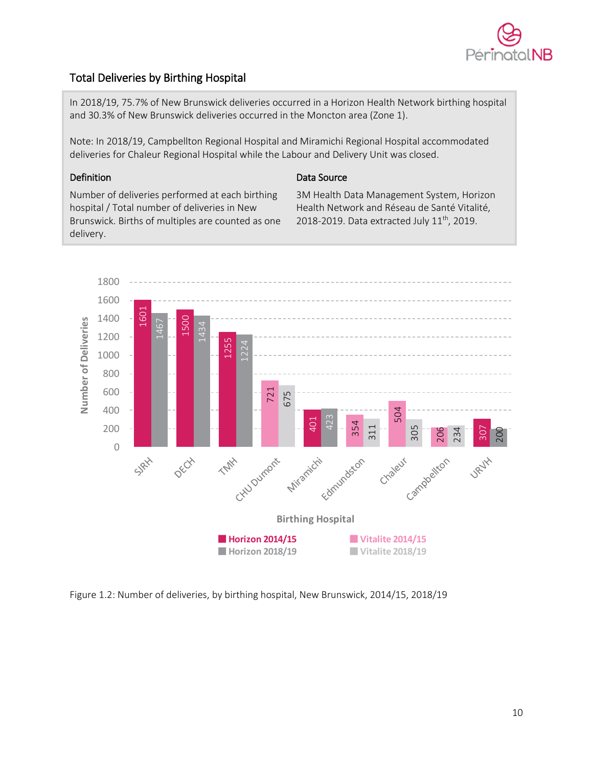## Total Deliveries by Birthing Hospital

In 2018/19, 75.7% of New Brunswick deliveries occurred in a Horizon Health Network birthing hospital and 30.3% of New Brunswick deliveries occurred in the Moncton area (Zone 1).

Note: In 2018/19, Campbellton Regional Hospital and Miramichi Regional Hospital accommodated deliveries for Chaleur Regional Hospital while the Labour and Delivery Unit was closed.

**Definition**

Number of deliveries performed at each birthing hospital / Total number of deliveries in New Brunswick. Births of multiples are counted as one delivery.

**Data Source**

3M Health Data Management System, Horizon Health Network and Réseau de Santé Vitalité, 2018-2019. Data extracted July 11th, 2019.

| Birthing Hospital | 2014/15 | 2018/19 | Network |
|---|---|---|---|
| SJRH | 1601 | 1467 | Horizon |
| DECH | 1500 | 1434 | Horizon |
| TMH | 1255 | 1224 | Horizon |
| CHU Dumont | 721 | 675 | Vitalite |
| Miramichi | 401 | 423 | Horizon |
| Edmundston | 354 | 311 | Vitalite |
| Chaleur | 504 | 305 | Vitalite |
| Campbellton | 206 | 234 | Vitalite |
| URVH | 307 | 200 | Horizon |

Figure 1.2: Number of deliveries, by birthing hospital, New Brunswick, 2014/15, 2018/19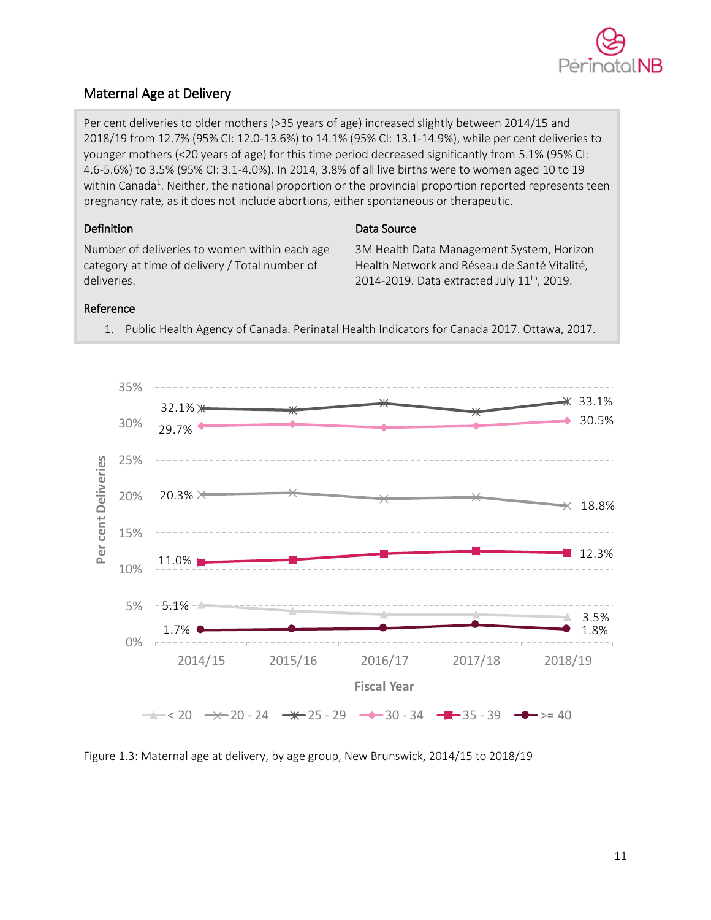## Maternal Age at Delivery

Per cent deliveries to older mothers (>35 years of age) increased slightly between 2014/15 and 2018/19 from 12.7% (95% CI: 12.0-13.6%) to 14.1% (95% CI: 13.1-14.9%), while per cent deliveries to younger mothers (<20 years of age) for this time period decreased significantly from 5.1% (95% CI: 4.6-5.6%) to 3.5% (95% CI: 3.1-4.0%). In 2014, 3.8% of all live births were to women aged 10 to 19 within Canada[1]. Neither, the national proportion or the provincial proportion reported represents teen pregnancy rate, as it does not include abortions, either spontaneous or therapeutic.

### Definition

Number of deliveries to women within each age category at time of delivery / Total number of deliveries.

### Data Source

3M Health Data Management System, Horizon Health Network and Réseau de Santé Vitalité, 2014-2019. Data extracted July 11th, 2019.

### Reference

1. Public Health Agency of Canada. Perinatal Health Indicators for Canada 2017. Ottawa, 2017.

Figure 1.3: Maternal age at delivery, by age group, New Brunswick, 2014/15 to 2018/19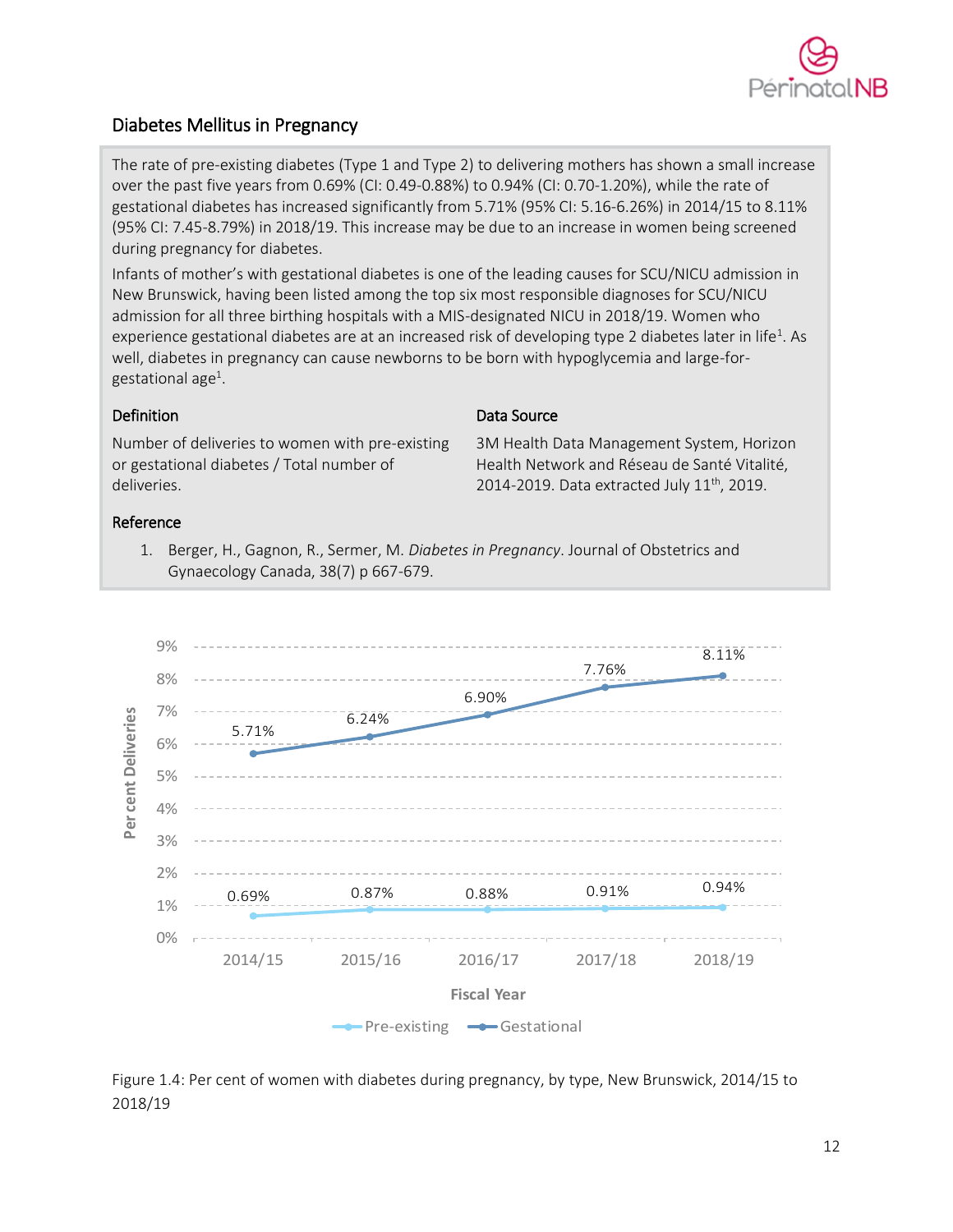## Diabetes Mellitus in Pregnancy

The rate of pre-existing diabetes (Type 1 and Type 2) to delivering mothers has shown a small increase over the past five years from 0.69% (CI: 0.49-0.88%) to 0.94% (CI: 0.70-1.20%), while the rate of gestational diabetes has increased significantly from 5.71% (95% CI: 5.16-6.26%) in 2014/15 to 8.11% (95% CI: 7.45-8.79%) in 2018/19. This increase may be due to an increase in women being screened during pregnancy for diabetes.

Infants of mother's with gestational diabetes is one of the leading causes for SCU/NICU admission in New Brunswick, having been listed among the top six most responsible diagnoses for SCU/NICU admission for all three birthing hospitals with a MIS-designated NICU in 2018/19. Women who experience gestational diabetes are at an increased risk of developing type 2 diabetes later in life[1]. As well, diabetes in pregnancy can cause newborns to be born with hypoglycemia and large-for-gestational age[1].

### Definition

Number of deliveries to women with pre-existing or gestational diabetes / Total number of deliveries.

### Data Source

3M Health Data Management System, Horizon Health Network and Réseau de Santé Vitalité, 2014-2019. Data extracted July 11th, 2019.

### Reference

1. Berger, H., Gagnon, R., Sermer, M. *Diabetes in Pregnancy*. Journal of Obstetrics and Gynaecology Canada, 38(7) p 667-679.

| Fiscal Year | Pre-existing | Gestational |
|---|---|---|
| 2014/15 | 0.69% | 5.71% |
| 2015/16 | 0.87% | 6.24% |
| 2016/17 | 0.88% | 6.90% |
| 2017/18 | 0.91% | 7.76% |
| 2018/19 | 0.94% | 8.11% |

Figure 1.4: Per cent of women with diabetes during pregnancy, by type, New Brunswick, 2014/15 to 2018/19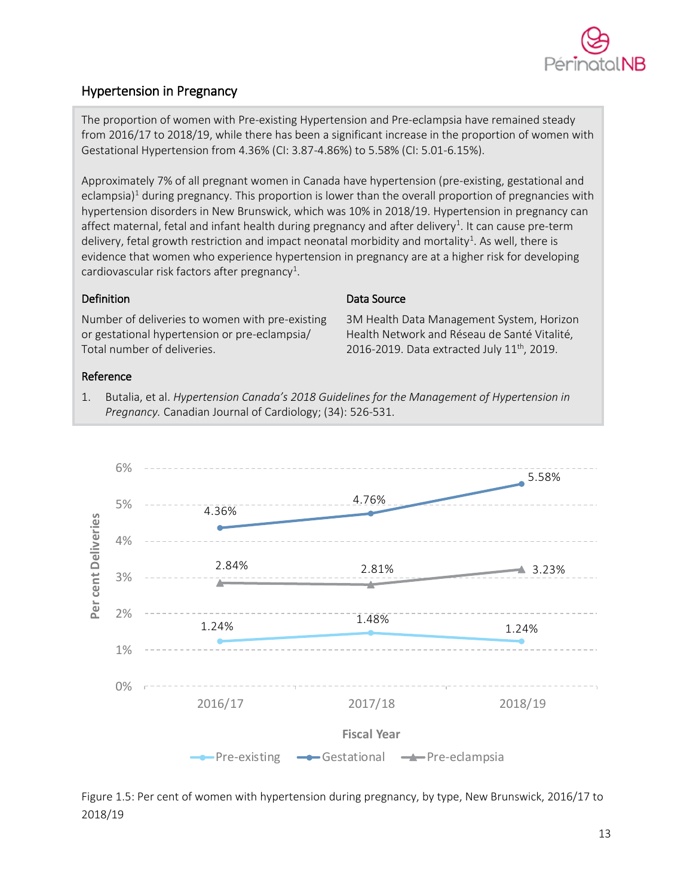## Hypertension in Pregnancy

The proportion of women with Pre-existing Hypertension and Pre-eclampsia have remained steady from 2016/17 to 2018/19, while there has been a significant increase in the proportion of women with Gestational Hypertension from 4.36% (CI: 3.87-4.86%) to 5.58% (CI: 5.01-6.15%).

Approximately 7% of all pregnant women in Canada have hypertension (pre-existing, gestational and eclampsia)[1] during pregnancy. This proportion is lower than the overall proportion of pregnancies with hypertension disorders in New Brunswick, which was 10% in 2018/19. Hypertension in pregnancy can affect maternal, fetal and infant health during pregnancy and after delivery[1]. It can cause pre-term delivery, fetal growth restriction and impact neonatal morbidity and mortality[1]. As well, there is evidence that women who experience hypertension in pregnancy are at a higher risk for developing cardiovascular risk factors after pregnancy[1].

### Definition

Number of deliveries to women with pre-existing or gestational hypertension or pre-eclampsia/ Total number of deliveries.

### Data Source

3M Health Data Management System, Horizon Health Network and Réseau de Santé Vitalité, 2016-2019. Data extracted July 11th, 2019.

### Reference

1. Butalia, et al. *Hypertension Canada's 2018 Guidelines for the Management of Hypertension in Pregnancy.* Canadian Journal of Cardiology; (34): 526-531.

| Fiscal Year | Pre-existing | Gestational | Pre-eclampsia |
|---|---|---|---|
| 2016/17 | 1.24% | 4.36% | 2.84% |
| 2017/18 | 1.48% | 4.76% | 2.81% |
| 2018/19 | 1.24% | 5.58% | 3.23% |

Figure 1.5: Per cent of women with hypertension during pregnancy, by type, New Brunswick, 2016/17 to 2018/19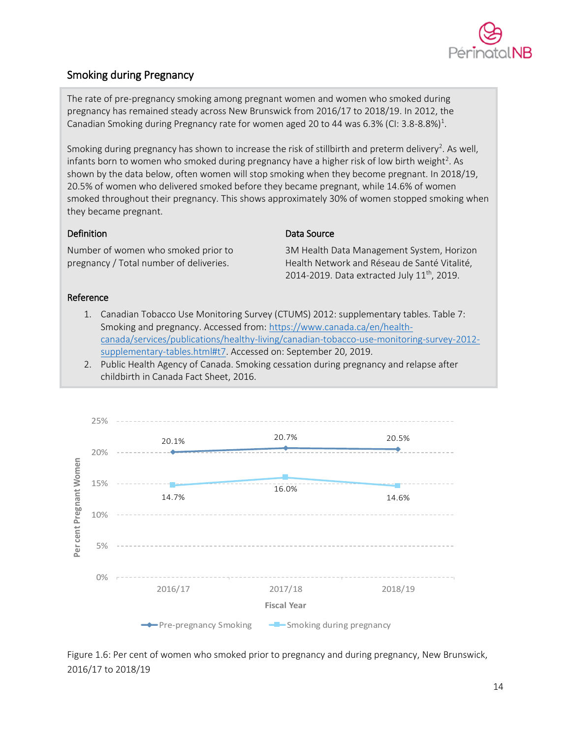## Smoking during Pregnancy

The rate of pre-pregnancy smoking among pregnant women and women who smoked during pregnancy has remained steady across New Brunswick from 2016/17 to 2018/19. In 2012, the Canadian Smoking during Pregnancy rate for women aged 20 to 44 was 6.3% (CI: 3.8-8.8%)[1].

Smoking during pregnancy has shown to increase the risk of stillbirth and preterm delivery[2]. As well, infants born to women who smoked during pregnancy have a higher risk of low birth weight[2]. As shown by the data below, often women will stop smoking when they become pregnant. In 2018/19, 20.5% of women who delivered smoked before they became pregnant, while 14.6% of women smoked throughout their pregnancy. This shows approximately 30% of women stopped smoking when they became pregnant.

### Definition

Number of women who smoked prior to pregnancy / Total number of deliveries.

### Data Source

3M Health Data Management System, Horizon Health Network and Réseau de Santé Vitalité, 2014-2019. Data extracted July 11th, 2019.

### Reference

1. Canadian Tobacco Use Monitoring Survey (CTUMS) 2012: supplementary tables. Table 7: Smoking and pregnancy. Accessed from: https://www.canada.ca/en/health-canada/services/publications/healthy-living/canadian-tobacco-use-monitoring-survey-2012-supplementary-tables.html#t7. Accessed on: September 20, 2019.
2. Public Health Agency of Canada. Smoking cessation during pregnancy and relapse after childbirth in Canada Fact Sheet, 2016.

| Fiscal Year | Pre-pregnancy Smoking | Smoking during pregnancy |
|---|---|---|
| 2016/17 | 20.1% | 14.7% |
| 2017/18 | 20.7% | 16.0% |
| 2018/19 | 20.5% | 14.6% |

Figure 1.6: Per cent of women who smoked prior to pregnancy and during pregnancy, New Brunswick, 2016/17 to 2018/19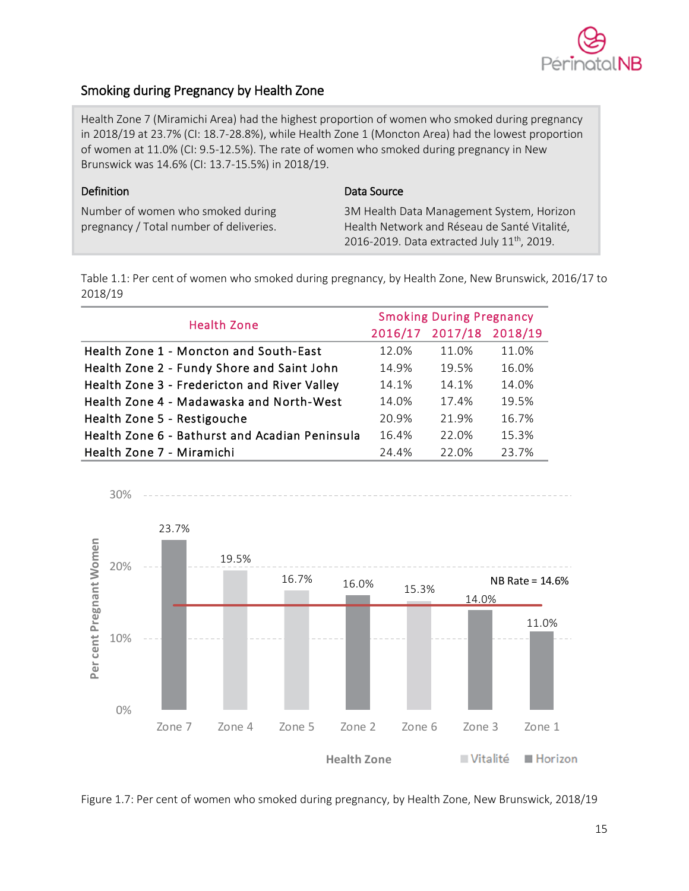## Smoking during Pregnancy by Health Zone

Health Zone 7 (Miramichi Area) had the highest proportion of women who smoked during pregnancy in 2018/19 at 23.7% (CI: 18.7-28.8%), while Health Zone 1 (Moncton Area) had the lowest proportion of women at 11.0% (CI: 9.5-12.5%). The rate of women who smoked during pregnancy in New Brunswick was 14.6% (CI: 13.7-15.5%) in 2018/19.

**Definition**

Number of women who smoked during pregnancy / Total number of deliveries.

**Data Source**

3M Health Data Management System, Horizon Health Network and Réseau de Santé Vitalité, 2016-2019. Data extracted July 11th, 2019.

Table 1.1: Per cent of women who smoked during pregnancy, by Health Zone, New Brunswick, 2016/17 to 2018/19

| Health Zone | Smoking During Pregnancy | | |
|---|---|---|---|
| | 2016/17 | 2017/18 | 2018/19 |
| Health Zone 1 - Moncton and South-East | 12.0% | 11.0% | 11.0% |
| Health Zone 2 - Fundy Shore and Saint John | 14.9% | 19.5% | 16.0% |
| Health Zone 3 - Fredericton and River Valley | 14.1% | 14.1% | 14.0% |
| Health Zone 4 - Madawaska and North-West | 14.0% | 17.4% | 19.5% |
| Health Zone 5 - Restigouche | 20.9% | 21.9% | 16.7% |
| Health Zone 6 - Bathurst and Acadian Peninsula | 16.4% | 22.0% | 15.3% |
| Health Zone 7 - Miramichi | 24.4% | 22.0% | 23.7% |

| Health Zone | Per cent Pregnant Women | Health Authority |
|---|---|---|
| Zone 7 | 23.7% | Horizon |
| Zone 4 | 19.5% | Vitalité |
| Zone 5 | 16.7% | Vitalité |
| Zone 2 | 16.0% | Horizon |
| Zone 6 | 15.3% | Vitalité |
| Zone 3 | 14.0% | Horizon |
| Zone 1 | 11.0% | Horizon |

NB Rate = 14.6%

Figure 1.7: Per cent of women who smoked during pregnancy, by Health Zone, New Brunswick, 2018/19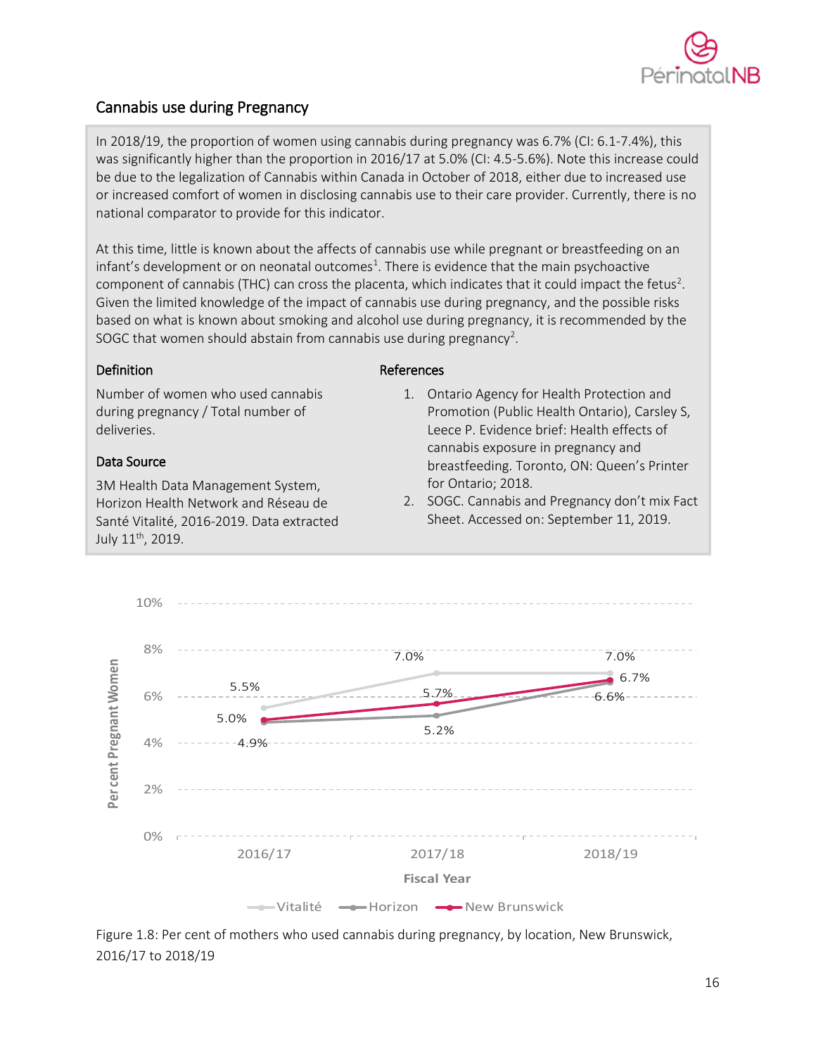## Cannabis use during Pregnancy

In 2018/19, the proportion of women using cannabis during pregnancy was 6.7% (CI: 6.1-7.4%), this was significantly higher than the proportion in 2016/17 at 5.0% (CI: 4.5-5.6%). Note this increase could be due to the legalization of Cannabis within Canada in October of 2018, either due to increased use or increased comfort of women in disclosing cannabis use to their care provider. Currently, there is no national comparator to provide for this indicator.

At this time, little is known about the affects of cannabis use while pregnant or breastfeeding on an infant's development or on neonatal outcomes[1]. There is evidence that the main psychoactive component of cannabis (THC) can cross the placenta, which indicates that it could impact the fetus[2]. Given the limited knowledge of the impact of cannabis use during pregnancy, and the possible risks based on what is known about smoking and alcohol use during pregnancy, it is recommended by the SOGC that women should abstain from cannabis use during pregnancy[2].

### Definition

Number of women who used cannabis during pregnancy / Total number of deliveries.

### Data Source

3M Health Data Management System, Horizon Health Network and Réseau de Santé Vitalité, 2016-2019. Data extracted July 11th, 2019.

### References

1. Ontario Agency for Health Protection and Promotion (Public Health Ontario), Carsley S, Leece P. Evidence brief: Health effects of cannabis exposure in pregnancy and breastfeeding. Toronto, ON: Queen's Printer for Ontario; 2018.
2. SOGC. Cannabis and Pregnancy don't mix Fact Sheet. Accessed on: September 11, 2019.

| Fiscal Year | Vitalité | Horizon | New Brunswick |
| --- | --- | --- | --- |
| 2016/17 | 5.5% | 4.9% | 5.0% |
| 2017/18 | 7.0% | 5.2% | 5.7% |
| 2018/19 | 7.0% | 6.6% | 6.7% |

Figure 1.8: Per cent of mothers who used cannabis during pregnancy, by location, New Brunswick, 2016/17 to 2018/19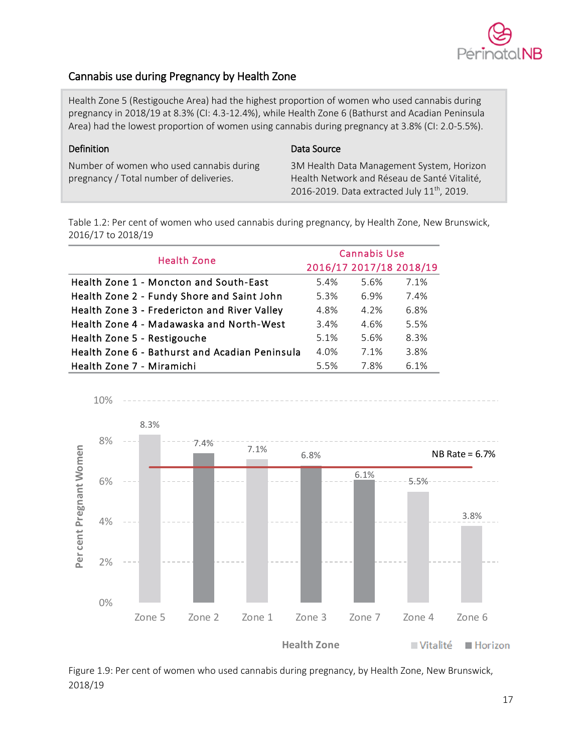## Cannabis use during Pregnancy by Health Zone

Health Zone 5 (Restigouche Area) had the highest proportion of women who used cannabis during pregnancy in 2018/19 at 8.3% (CI: 4.3-12.4%), while Health Zone 6 (Bathurst and Acadian Peninsula Area) had the lowest proportion of women using cannabis during pregnancy at 3.8% (CI: 2.0-5.5%).

**Definition**

Number of women who used cannabis during pregnancy / Total number of deliveries.

**Data Source**

3M Health Data Management System, Horizon Health Network and Réseau de Santé Vitalité, 2016-2019. Data extracted July 11th, 2019.

Table 1.2: Per cent of women who used cannabis during pregnancy, by Health Zone, New Brunswick, 2016/17 to 2018/19

| Health Zone | Cannabis Use | | |
|---|---|---|---|
| | 2016/17 | 2017/18 | 2018/19 |
| Health Zone 1 - Moncton and South-East | 5.4% | 5.6% | 7.1% |
| Health Zone 2 - Fundy Shore and Saint John | 5.3% | 6.9% | 7.4% |
| Health Zone 3 - Fredericton and River Valley | 4.8% | 4.2% | 6.8% |
| Health Zone 4 - Madawaska and North-West | 3.4% | 4.6% | 5.5% |
| Health Zone 5 - Restigouche | 5.1% | 5.6% | 8.3% |
| Health Zone 6 - Bathurst and Acadian Peninsula | 4.0% | 7.1% | 3.8% |
| Health Zone 7 - Miramichi | 5.5% | 7.8% | 6.1% |

Figure 1.9: Per cent of women who used cannabis during pregnancy, by Health Zone, New Brunswick, 2018/19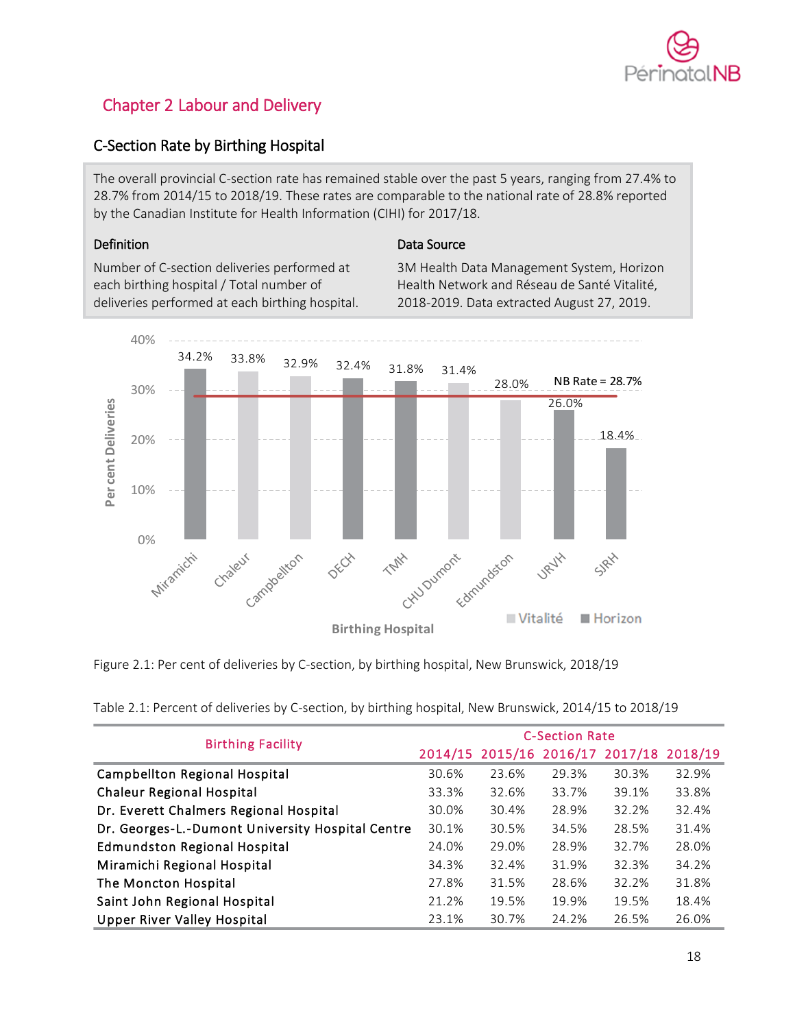# Chapter 2 Labour and Delivery

## C-Section Rate by Birthing Hospital

The overall provincial C-section rate has remained stable over the past 5 years, ranging from 27.4% to 28.7% from 2014/15 to 2018/19. These rates are comparable to the national rate of 28.8% reported by the Canadian Institute for Health Information (CIHI) for 2017/18.

### Definition

Number of C-section deliveries performed at each birthing hospital / Total number of deliveries performed at each birthing hospital.

### Data Source

3M Health Data Management System, Horizon Health Network and Réseau de Santé Vitalité, 2018-2019. Data extracted August 27, 2019.

Figure 2.1: Per cent of deliveries by C-section, by birthing hospital, New Brunswick, 2018/19

Table 2.1: Percent of deliveries by C-section, by birthing hospital, New Brunswick, 2014/15 to 2018/19

| Birthing Facility | C-Section Rate | | | | |
|---|---|---|---|---|---|
| | 2014/15 | 2015/16 | 2016/17 | 2017/18 | 2018/19 |
| Campbellton Regional Hospital | 30.6% | 23.6% | 29.3% | 30.3% | 32.9% |
| Chaleur Regional Hospital | 33.3% | 32.6% | 33.7% | 39.1% | 33.8% |
| Dr. Everett Chalmers Regional Hospital | 30.0% | 30.4% | 28.9% | 32.2% | 32.4% |
| Dr. Georges-L.-Dumont University Hospital Centre | 30.1% | 30.5% | 34.5% | 28.5% | 31.4% |
| Edmundston Regional Hospital | 24.0% | 29.0% | 28.9% | 32.7% | 28.0% |
| Miramichi Regional Hospital | 34.3% | 32.4% | 31.9% | 32.3% | 34.2% |
| The Moncton Hospital | 27.8% | 31.5% | 28.6% | 32.2% | 31.8% |
| Saint John Regional Hospital | 21.2% | 19.5% | 19.9% | 19.5% | 18.4% |
| Upper River Valley Hospital | 23.1% | 30.7% | 24.2% | 26.5% | 26.0% |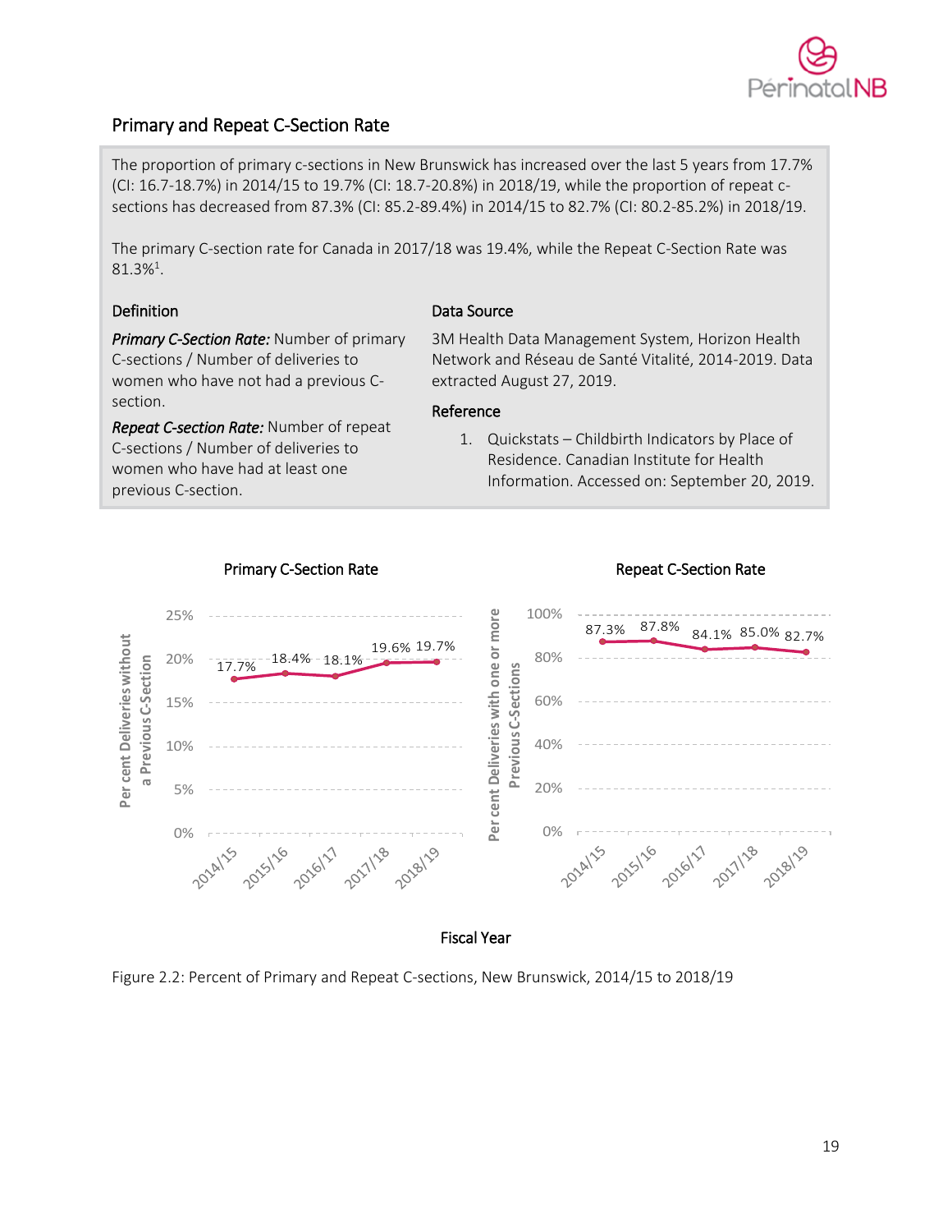## Primary and Repeat C-Section Rate

The proportion of primary c-sections in New Brunswick has increased over the last 5 years from 17.7% (CI: 16.7-18.7%) in 2014/15 to 19.7% (CI: 18.7-20.8%) in 2018/19, while the proportion of repeat c-sections has decreased from 87.3% (CI: 85.2-89.4%) in 2014/15 to 82.7% (CI: 80.2-85.2%) in 2018/19.

The primary C-section rate for Canada in 2017/18 was 19.4%, while the Repeat C-Section Rate was 81.3%[1].

### Definition

***Primary C-Section Rate:*** Number of primary C-sections / Number of deliveries to women who have not had a previous C-section.

***Repeat C-section Rate:*** Number of repeat C-sections / Number of deliveries to women who have had at least one previous C-section.

### Data Source

3M Health Data Management System, Horizon Health Network and Réseau de Santé Vitalité, 2014-2019. Data extracted August 27, 2019.

### Reference

1. Quickstats – Childbirth Indicators by Place of Residence. Canadian Institute for Health Information. Accessed on: September 20, 2019.

**Primary C-Section Rate**

| Fiscal Year | Per cent Deliveries without a Previous C-Section |
|---|---|
| 2014/15 | 17.7% |
| 2015/16 | 18.4% |
| 2016/17 | 18.1% |
| 2017/18 | 19.6% |
| 2018/19 | 19.7% |

**Repeat C-Section Rate**

| Fiscal Year | Per cent Deliveries with one or more Previous C-Sections |
|---|---|
| 2014/15 | 87.3% |
| 2015/16 | 87.8% |
| 2016/17 | 84.1% |
| 2017/18 | 85.0% |
| 2018/19 | 82.7% |

Figure 2.2: Percent of Primary and Repeat C-sections, New Brunswick, 2014/15 to 2018/19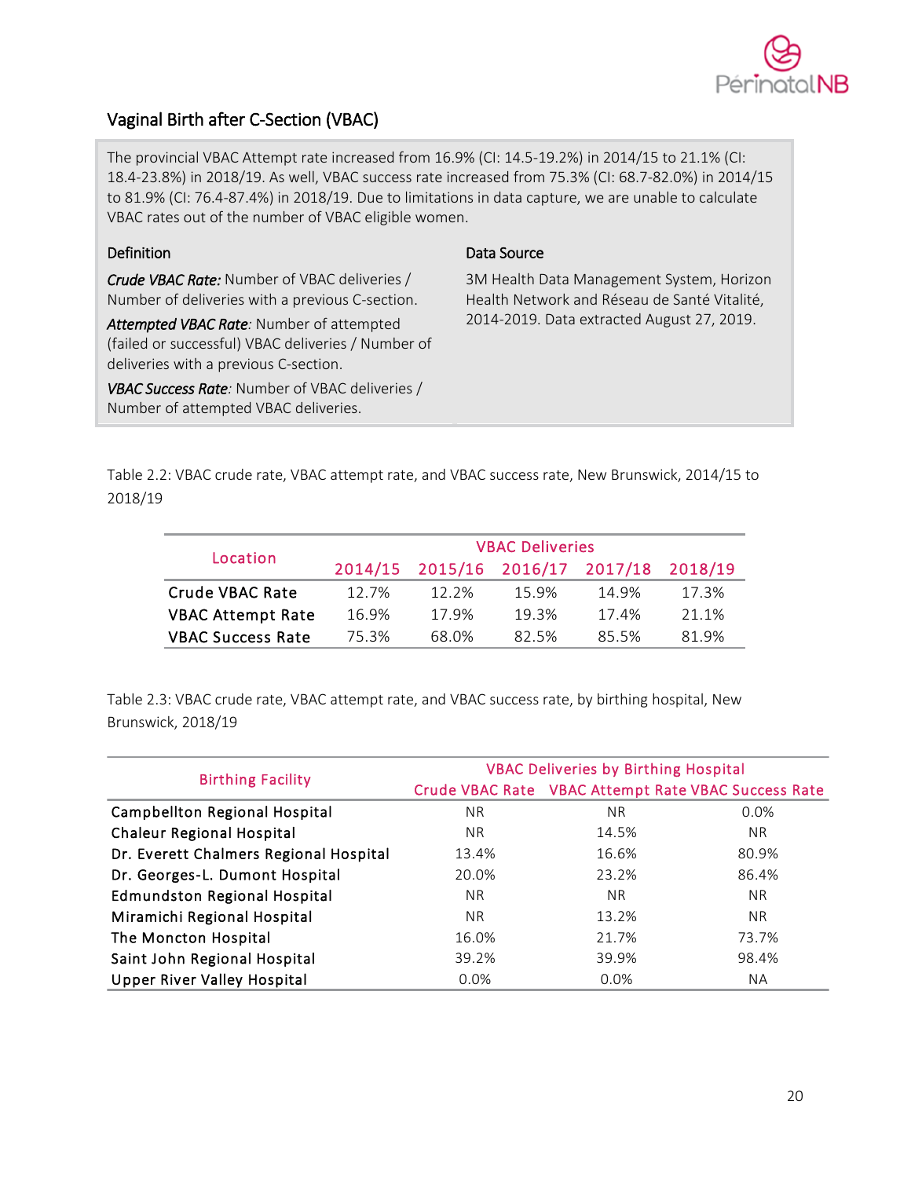## Vaginal Birth after C-Section (VBAC)

The provincial VBAC Attempt rate increased from 16.9% (CI: 14.5-19.2%) in 2014/15 to 21.1% (CI: 18.4-23.8%) in 2018/19. As well, VBAC success rate increased from 75.3% (CI: 68.7-82.0%) in 2014/15 to 81.9% (CI: 76.4-87.4%) in 2018/19. Due to limitations in data capture, we are unable to calculate VBAC rates out of the number of VBAC eligible women.

**Definition**

***Crude VBAC Rate:*** Number of VBAC deliveries / Number of deliveries with a previous C-section.

***Attempted VBAC Rate****:* Number of attempted (failed or successful) VBAC deliveries / Number of deliveries with a previous C-section.

***VBAC Success Rate****:* Number of VBAC deliveries / Number of attempted VBAC deliveries.

**Data Source**

3M Health Data Management System, Horizon Health Network and Réseau de Santé Vitalité, 2014-2019. Data extracted August 27, 2019.

Table 2.2: VBAC crude rate, VBAC attempt rate, and VBAC success rate, New Brunswick, 2014/15 to 2018/19

| Location | VBAC Deliveries | | | | |
|---|---|---|---|---|---|
| | 2014/15 | 2015/16 | 2016/17 | 2017/18 | 2018/19 |
| Crude VBAC Rate | 12.7% | 12.2% | 15.9% | 14.9% | 17.3% |
| VBAC Attempt Rate | 16.9% | 17.9% | 19.3% | 17.4% | 21.1% |
| VBAC Success Rate | 75.3% | 68.0% | 82.5% | 85.5% | 81.9% |

Table 2.3: VBAC crude rate, VBAC attempt rate, and VBAC success rate, by birthing hospital, New Brunswick, 2018/19

| Birthing Facility | VBAC Deliveries by Birthing Hospital | | |
|---|---|---|---|
| | Crude VBAC Rate | VBAC Attempt Rate | VBAC Success Rate |
| Campbellton Regional Hospital | NR | NR | 0.0% |
| Chaleur Regional Hospital | NR | 14.5% | NR |
| Dr. Everett Chalmers Regional Hospital | 13.4% | 16.6% | 80.9% |
| Dr. Georges-L. Dumont Hospital | 20.0% | 23.2% | 86.4% |
| Edmundston Regional Hospital | NR | NR | NR |
| Miramichi Regional Hospital | NR | 13.2% | NR |
| The Moncton Hospital | 16.0% | 21.7% | 73.7% |
| Saint John Regional Hospital | 39.2% | 39.9% | 98.4% |
| Upper River Valley Hospital | 0.0% | 0.0% | NA |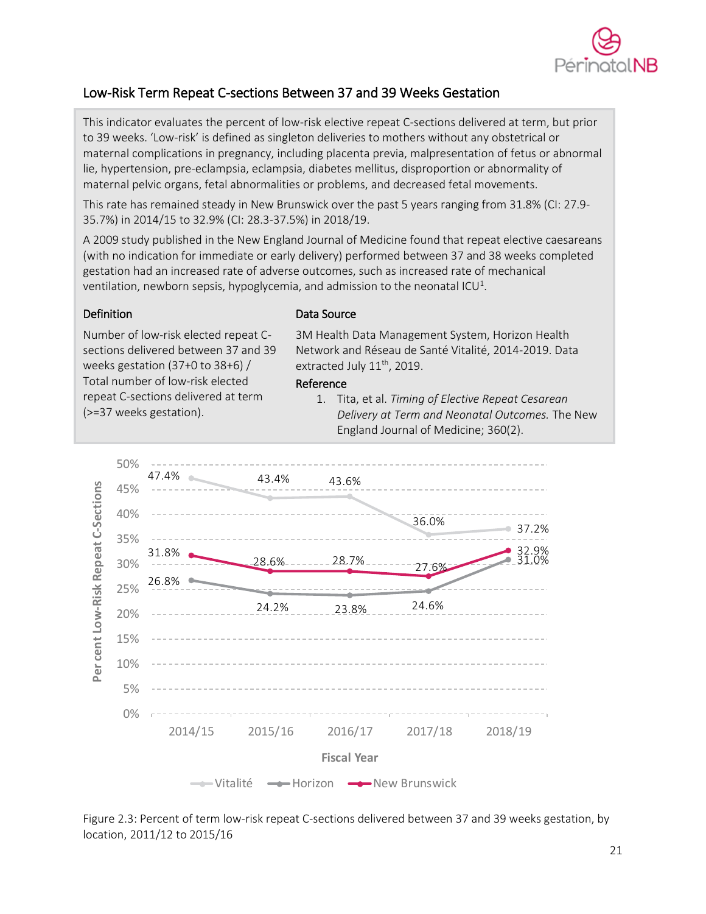## Low-Risk Term Repeat C-sections Between 37 and 39 Weeks Gestation

This indicator evaluates the percent of low-risk elective repeat C-sections delivered at term, but prior to 39 weeks. 'Low-risk' is defined as singleton deliveries to mothers without any obstetrical or maternal complications in pregnancy, including placenta previa, malpresentation of fetus or abnormal lie, hypertension, pre-eclampsia, eclampsia, diabetes mellitus, disproportion or abnormality of maternal pelvic organs, fetal abnormalities or problems, and decreased fetal movements.

This rate has remained steady in New Brunswick over the past 5 years ranging from 31.8% (CI: 27.9-35.7%) in 2014/15 to 32.9% (CI: 28.3-37.5%) in 2018/19.

A 2009 study published in the New England Journal of Medicine found that repeat elective caesareans (with no indication for immediate or early delivery) performed between 37 and 38 weeks completed gestation had an increased rate of adverse outcomes, such as increased rate of mechanical ventilation, newborn sepsis, hypoglycemia, and admission to the neonatal ICU[1].

**Definition**

Number of low-risk elected repeat C-sections delivered between 37 and 39 weeks gestation (37+0 to 38+6) / Total number of low-risk elected repeat C-sections delivered at term (>=37 weeks gestation).

**Data Source**

3M Health Data Management System, Horizon Health Network and Réseau de Santé Vitalité, 2014-2019. Data extracted July 11th, 2019.

**Reference**

1. Tita, et al. *Timing of Elective Repeat Cesarean Delivery at Term and Neonatal Outcomes.* The New England Journal of Medicine; 360(2).

| Fiscal Year | Vitalité | Horizon | New Brunswick |
|---|---|---|---|
| 2014/15 | 47.4% | 26.8% | 31.8% |
| 2015/16 | 43.4% | 24.2% | 28.6% |
| 2016/17 | 43.6% | 23.8% | 28.7% |
| 2017/18 | 36.0% | 24.6% | 27.6% |
| 2018/19 | 37.2% | 31.0% | 32.9% |

Figure 2.3: Percent of term low-risk repeat C-sections delivered between 37 and 39 weeks gestation, by location, 2011/12 to 2015/16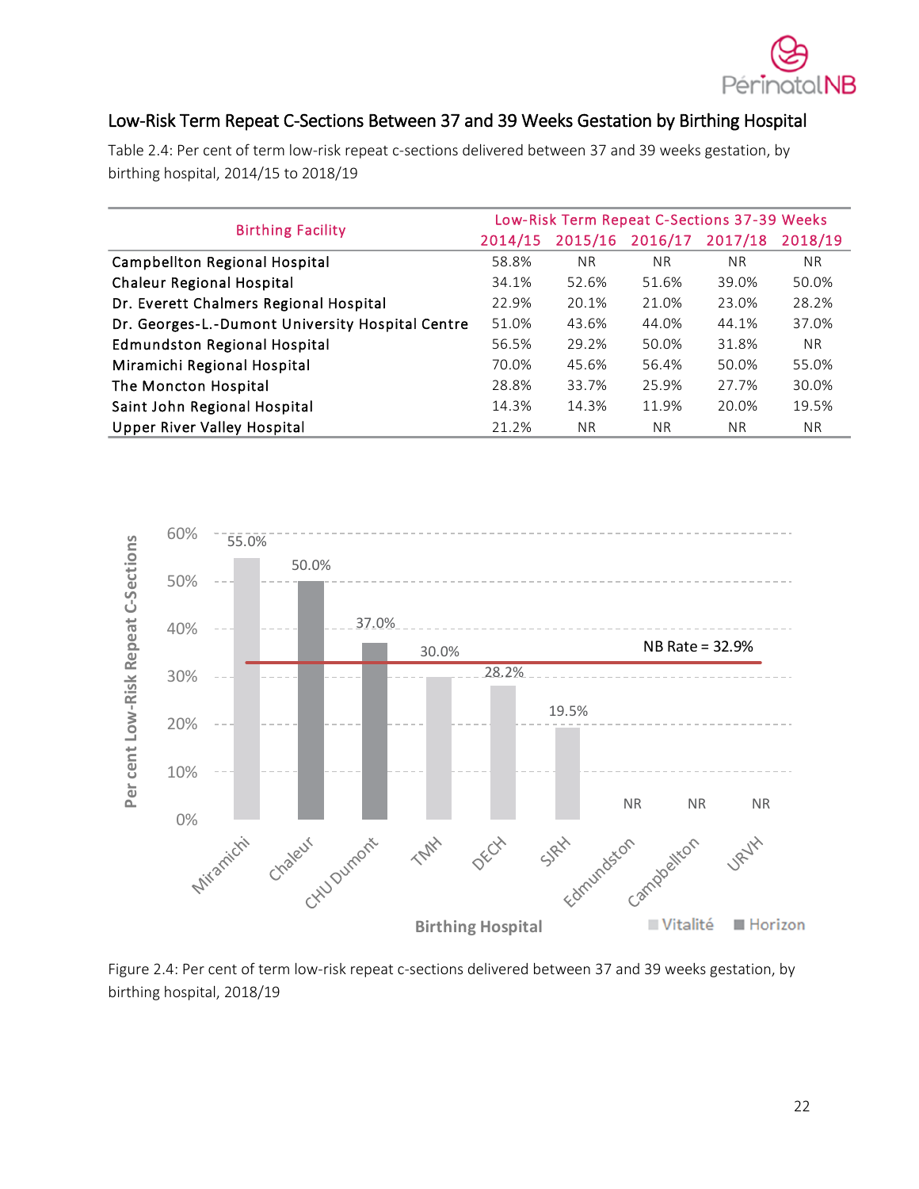## Low-Risk Term Repeat C-Sections Between 37 and 39 Weeks Gestation by Birthing Hospital

Table 2.4: Per cent of term low-risk repeat c-sections delivered between 37 and 39 weeks gestation, by birthing hospital, 2014/15 to 2018/19

| Birthing Facility | Low-Risk Term Repeat C-Sections 37-39 Weeks | | | | |
|---|---|---|---|---|---|
| | 2014/15 | 2015/16 | 2016/17 | 2017/18 | 2018/19 |
| Campbellton Regional Hospital | 58.8% | NR | NR | NR | NR |
| Chaleur Regional Hospital | 34.1% | 52.6% | 51.6% | 39.0% | 50.0% |
| Dr. Everett Chalmers Regional Hospital | 22.9% | 20.1% | 21.0% | 23.0% | 28.2% |
| Dr. Georges-L.-Dumont University Hospital Centre | 51.0% | 43.6% | 44.0% | 44.1% | 37.0% |
| Edmundston Regional Hospital | 56.5% | 29.2% | 50.0% | 31.8% | NR |
| Miramichi Regional Hospital | 70.0% | 45.6% | 56.4% | 50.0% | 55.0% |
| The Moncton Hospital | 28.8% | 33.7% | 25.9% | 27.7% | 30.0% |
| Saint John Regional Hospital | 14.3% | 14.3% | 11.9% | 20.0% | 19.5% |
| Upper River Valley Hospital | 21.2% | NR | NR | NR | NR |

Figure 2.4: Per cent of term low-risk repeat c-sections delivered between 37 and 39 weeks gestation, by birthing hospital, 2018/19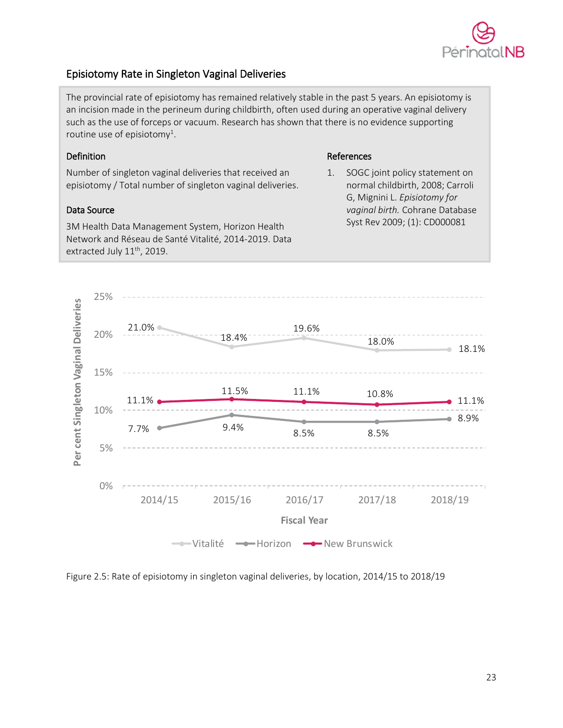## Episiotomy Rate in Singleton Vaginal Deliveries

The provincial rate of episiotomy has remained relatively stable in the past 5 years. An episiotomy is an incision made in the perineum during childbirth, often used during an operative vaginal delivery such as the use of forceps or vacuum. Research has shown that there is no evidence supporting routine use of episiotomy[1].

### Definition

Number of singleton vaginal deliveries that received an episiotomy / Total number of singleton vaginal deliveries.

### Data Source

3M Health Data Management System, Horizon Health Network and Réseau de Santé Vitalité, 2014-2019. Data extracted July 11th, 2019.

### References

1. SOGC joint policy statement on normal childbirth, 2008; Carroli G, Mignini L. *Episiotomy for vaginal birth.* Cohrane Database Syst Rev 2009; (1): CD000081

| Fiscal Year | Vitalité | Horizon | New Brunswick |
|---|---|---|---|
| 2014/15 | 21.0% | 7.7% | 11.1% |
| 2015/16 | 18.4% | 9.4% | 11.5% |
| 2016/17 | 19.6% | 8.5% | 11.1% |
| 2017/18 | 18.0% | 8.5% | 10.8% |
| 2018/19 | 18.1% | 8.9% | 11.1% |

Figure 2.5: Rate of episiotomy in singleton vaginal deliveries, by location, 2014/15 to 2018/19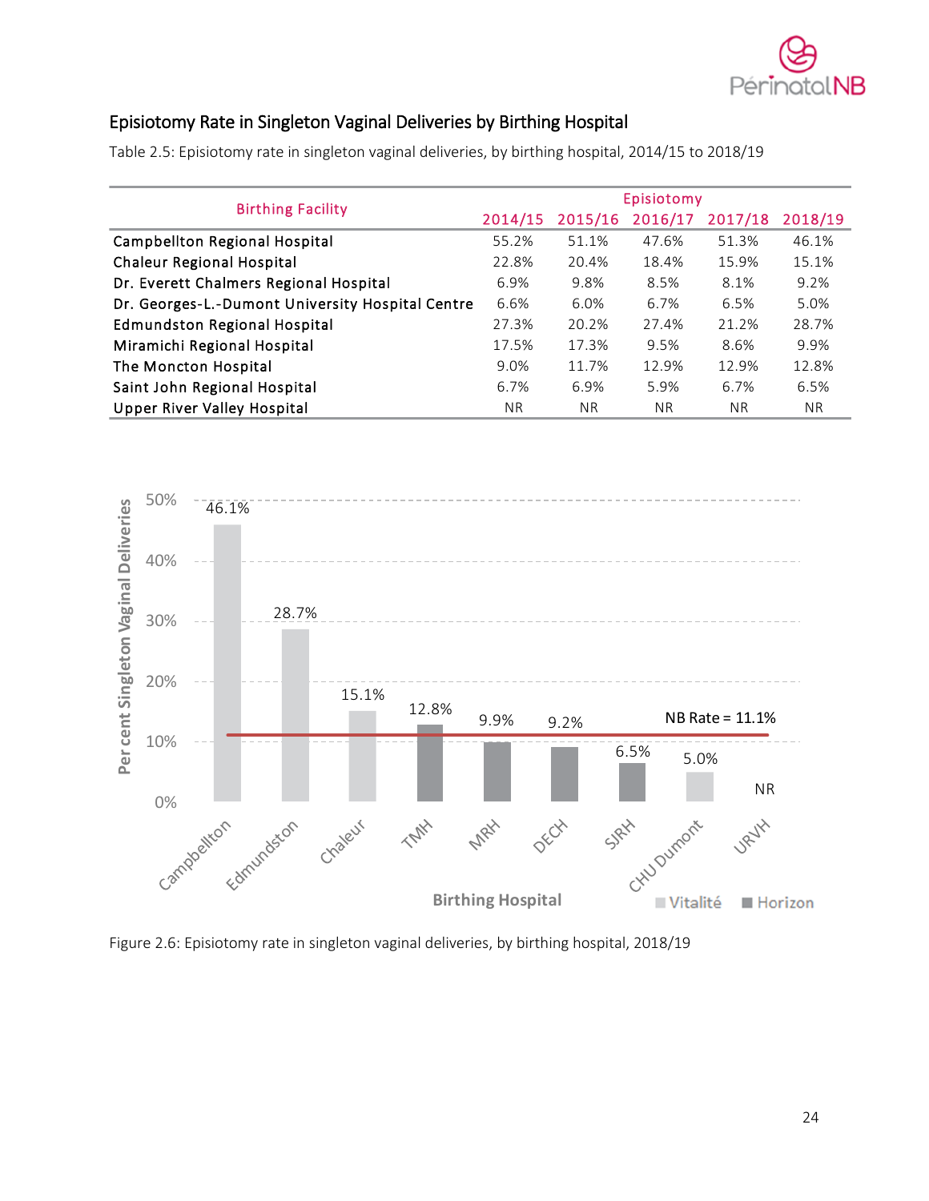## Episiotomy Rate in Singleton Vaginal Deliveries by Birthing Hospital

Table 2.5: Episiotomy rate in singleton vaginal deliveries, by birthing hospital, 2014/15 to 2018/19

| Birthing Facility | Episiotomy | | | | |
|---|---|---|---|---|---|
| | 2014/15 | 2015/16 | 2016/17 | 2017/18 | 2018/19 |
| Campbellton Regional Hospital | 55.2% | 51.1% | 47.6% | 51.3% | 46.1% |
| Chaleur Regional Hospital | 22.8% | 20.4% | 18.4% | 15.9% | 15.1% |
| Dr. Everett Chalmers Regional Hospital | 6.9% | 9.8% | 8.5% | 8.1% | 9.2% |
| Dr. Georges-L.-Dumont University Hospital Centre | 6.6% | 6.0% | 6.7% | 6.5% | 5.0% |
| Edmundston Regional Hospital | 27.3% | 20.2% | 27.4% | 21.2% | 28.7% |
| Miramichi Regional Hospital | 17.5% | 17.3% | 9.5% | 8.6% | 9.9% |
| The Moncton Hospital | 9.0% | 11.7% | 12.9% | 12.9% | 12.8% |
| Saint John Regional Hospital | 6.7% | 6.9% | 5.9% | 6.7% | 6.5% |
| Upper River Valley Hospital | NR | NR | NR | NR | NR |

Figure 2.6: Episiotomy rate in singleton vaginal deliveries, by birthing hospital, 2018/19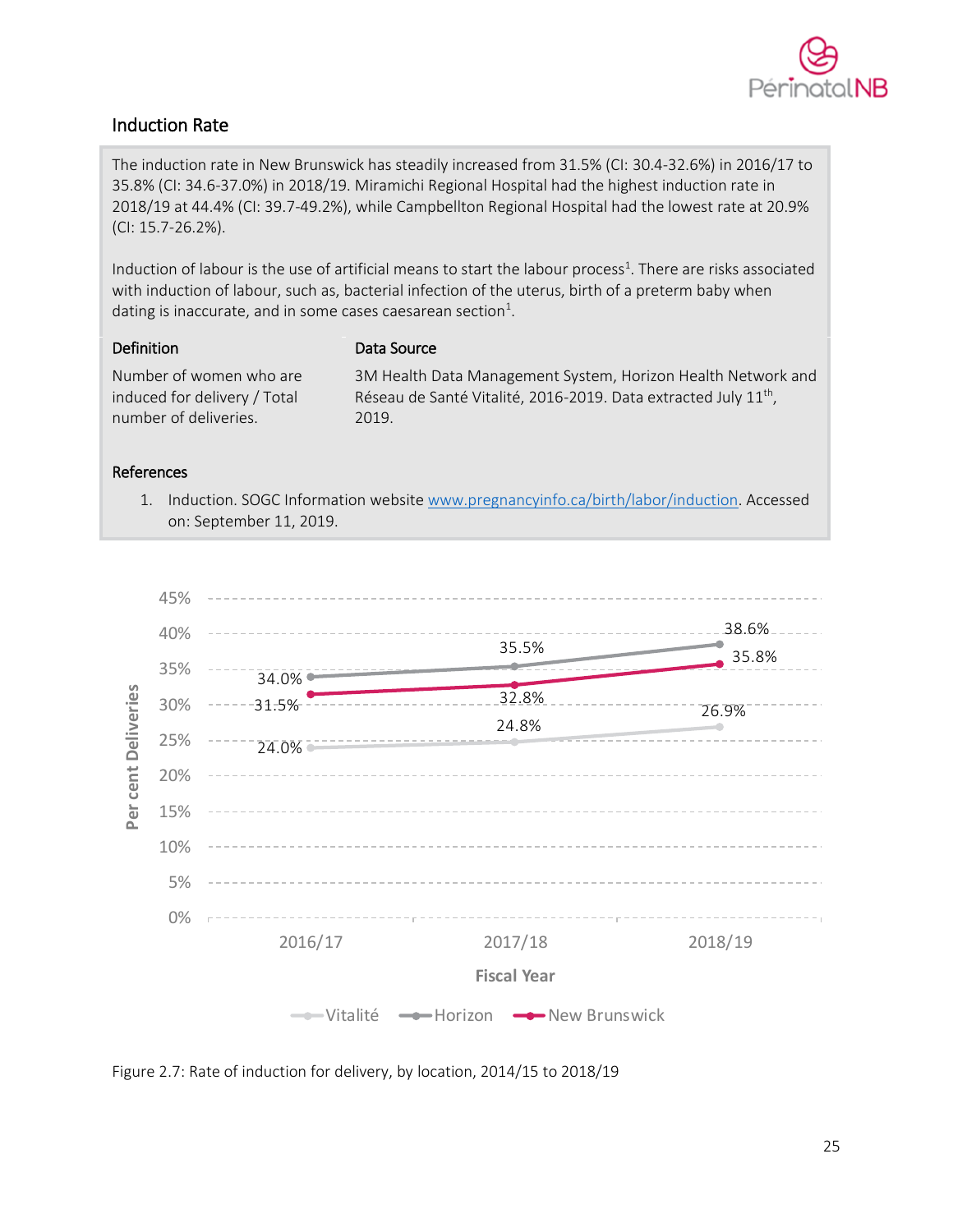## Induction Rate

The induction rate in New Brunswick has steadily increased from 31.5% (CI: 30.4-32.6%) in 2016/17 to 35.8% (CI: 34.6-37.0%) in 2018/19. Miramichi Regional Hospital had the highest induction rate in 2018/19 at 44.4% (CI: 39.7-49.2%), while Campbellton Regional Hospital had the lowest rate at 20.9% (CI: 15.7-26.2%).

Induction of labour is the use of artificial means to start the labour process[1]. There are risks associated with induction of labour, such as, bacterial infection of the uterus, birth of a preterm baby when dating is inaccurate, and in some cases caesarean section[1].

### Definition

Number of women who are induced for delivery / Total number of deliveries.

### Data Source

3M Health Data Management System, Horizon Health Network and Réseau de Santé Vitalité, 2016-2019. Data extracted July 11th, 2019.

### References

1. Induction. SOGC Information website www.pregnancyinfo.ca/birth/labor/induction. Accessed on: September 11, 2019.

| Fiscal Year | Vitalité | Horizon | New Brunswick |
|---|---|---|---|
| 2016/17 | 24.0% | 34.0% | 31.5% |
| 2017/18 | 24.8% | 35.5% | 32.8% |
| 2018/19 | 26.9% | 38.6% | 35.8% |

Figure 2.7: Rate of induction for delivery, by location, 2014/15 to 2018/19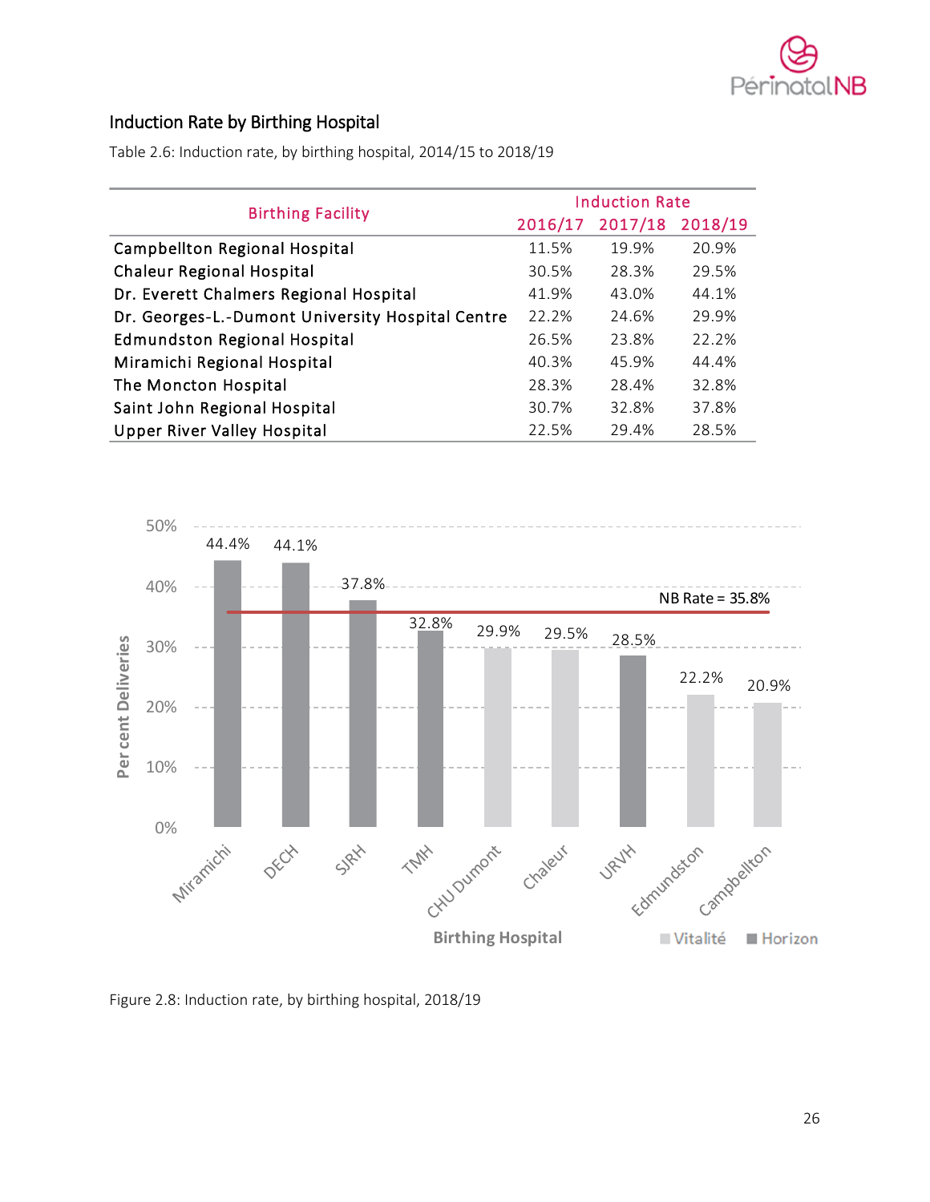## Induction Rate by Birthing Hospital

Table 2.6: Induction rate, by birthing hospital, 2014/15 to 2018/19

| Birthing Facility | Induction Rate | | |
|---|---|---|---|
| | 2016/17 | 2017/18 | 2018/19 |
| Campbellton Regional Hospital | 11.5% | 19.9% | 20.9% |
| Chaleur Regional Hospital | 30.5% | 28.3% | 29.5% |
| Dr. Everett Chalmers Regional Hospital | 41.9% | 43.0% | 44.1% |
| Dr. Georges-L.-Dumont University Hospital Centre | 22.2% | 24.6% | 29.9% |
| Edmundston Regional Hospital | 26.5% | 23.8% | 22.2% |
| Miramichi Regional Hospital | 40.3% | 45.9% | 44.4% |
| The Moncton Hospital | 28.3% | 28.4% | 32.8% |
| Saint John Regional Hospital | 30.7% | 32.8% | 37.8% |
| Upper River Valley Hospital | 22.5% | 29.4% | 28.5% |

Figure 2.8: Induction rate, by birthing hospital, 2018/19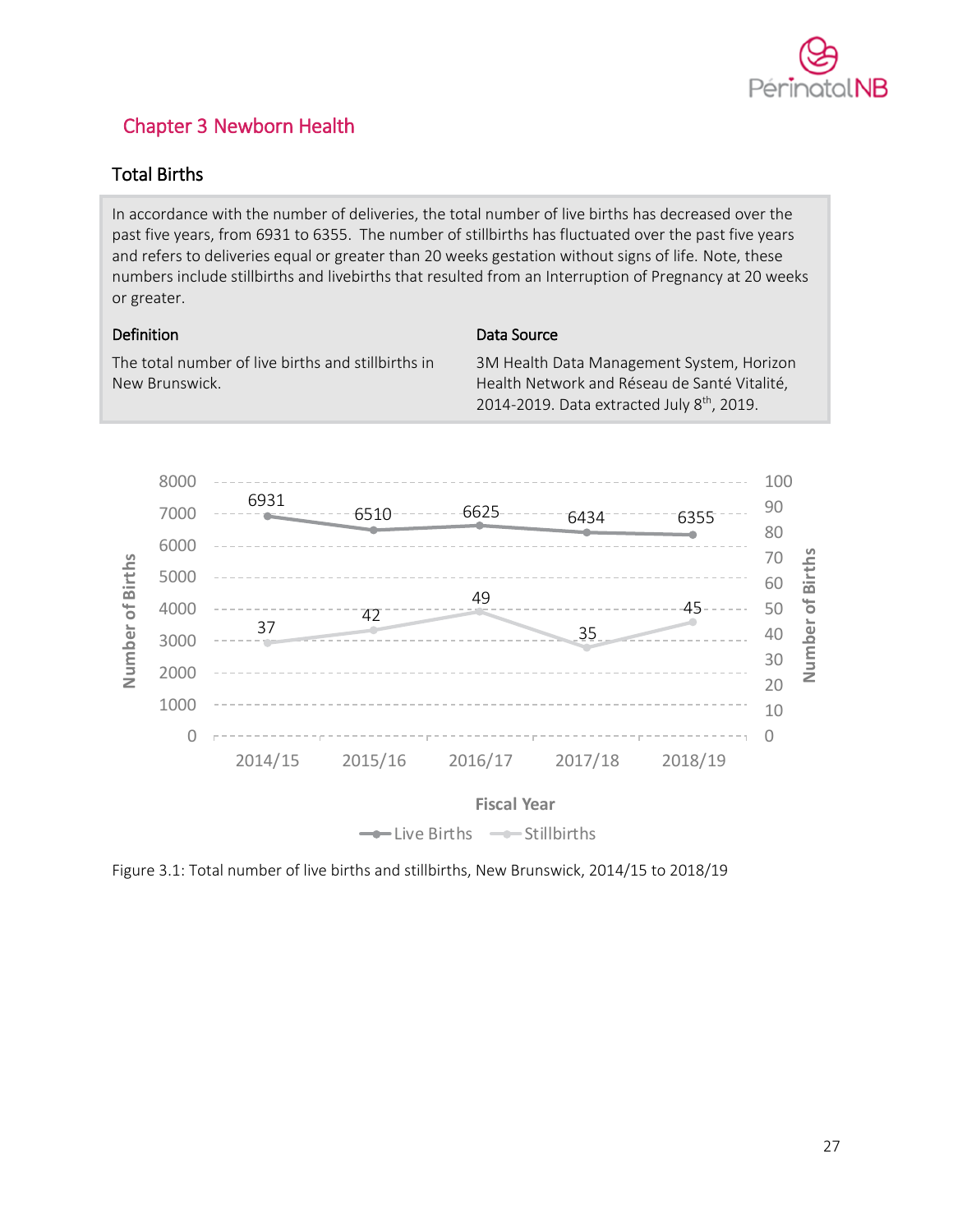## Chapter 3 Newborn Health

### Total Births

In accordance with the number of deliveries, the total number of live births has decreased over the past five years, from 6931 to 6355. The number of stillbirths has fluctuated over the past five years and refers to deliveries equal or greater than 20 weeks gestation without signs of life. Note, these numbers include stillbirths and livebirths that resulted from an Interruption of Pregnancy at 20 weeks or greater.

**Definition**

The total number of live births and stillbirths in New Brunswick.

**Data Source**

3M Health Data Management System, Horizon Health Network and Réseau de Santé Vitalité, 2014-2019. Data extracted July 8th, 2019.

| Fiscal Year | Live Births | Stillbirths |
|---|---|---|
| 2014/15 | 6931 | 37 |
| 2015/16 | 6510 | 42 |
| 2016/17 | 6625 | 49 |
| 2017/18 | 6434 | 35 |
| 2018/19 | 6355 | 45 |

Figure 3.1: Total number of live births and stillbirths, New Brunswick, 2014/15 to 2018/19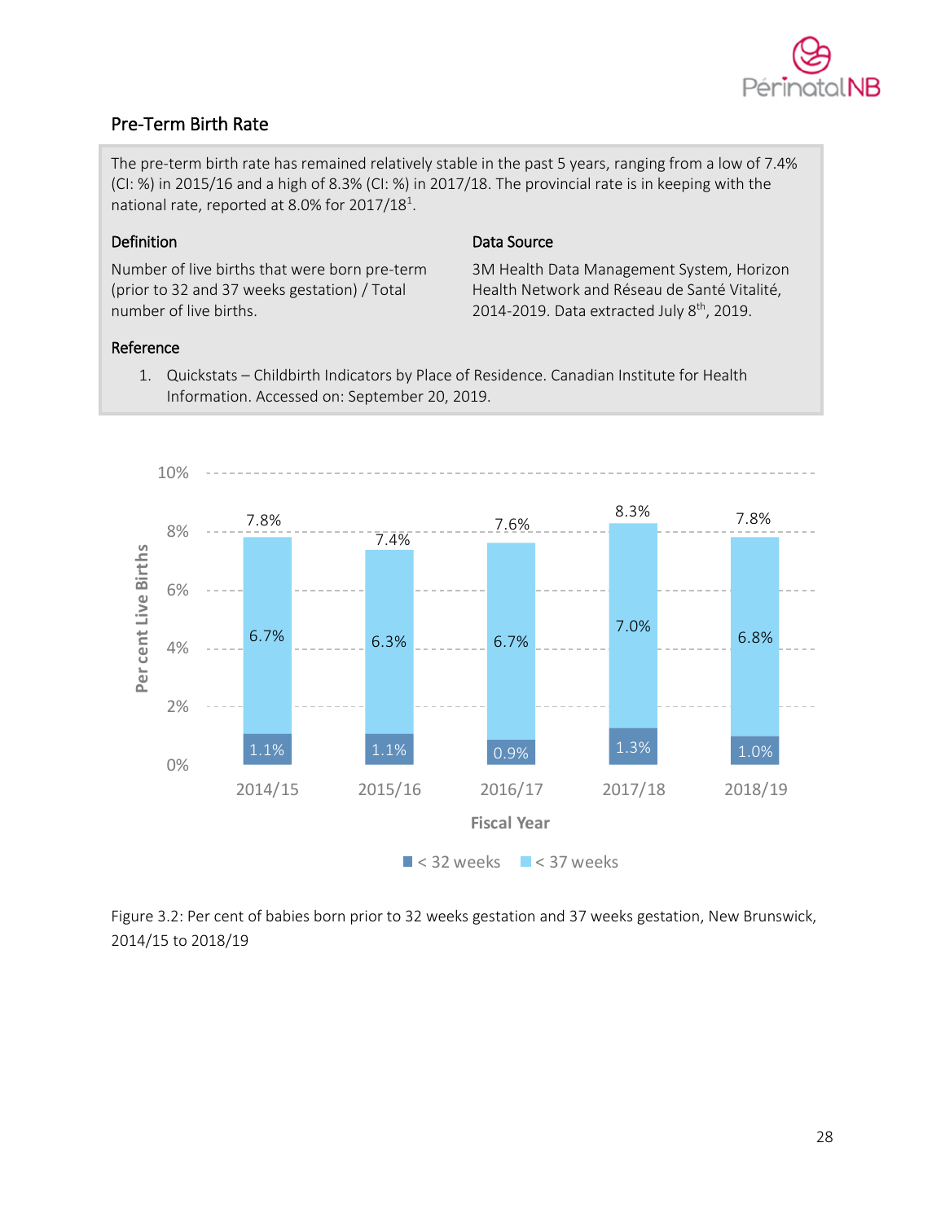## Pre-Term Birth Rate

The pre-term birth rate has remained relatively stable in the past 5 years, ranging from a low of 7.4% (CI: %) in 2015/16 and a high of 8.3% (CI: %) in 2017/18. The provincial rate is in keeping with the national rate, reported at 8.0% for 2017/18[1].

### Definition

Number of live births that were born pre-term (prior to 32 and 37 weeks gestation) / Total number of live births.

### Data Source

3M Health Data Management System, Horizon Health Network and Réseau de Santé Vitalité, 2014-2019. Data extracted July 8th, 2019.

### Reference

1. Quickstats – Childbirth Indicators by Place of Residence. Canadian Institute for Health Information. Accessed on: September 20, 2019.

| Fiscal Year | < 32 weeks | < 37 weeks | Total |
|---|---|---|---|
| 2014/15 | 1.1% | 6.7% | 7.8% |
| 2015/16 | 1.1% | 6.3% | 7.4% |
| 2016/17 | 0.9% | 6.7% | 7.6% |
| 2017/18 | 1.3% | 7.0% | 8.3% |
| 2018/19 | 1.0% | 6.8% | 7.8% |

Figure 3.2: Per cent of babies born prior to 32 weeks gestation and 37 weeks gestation, New Brunswick, 2014/15 to 2018/19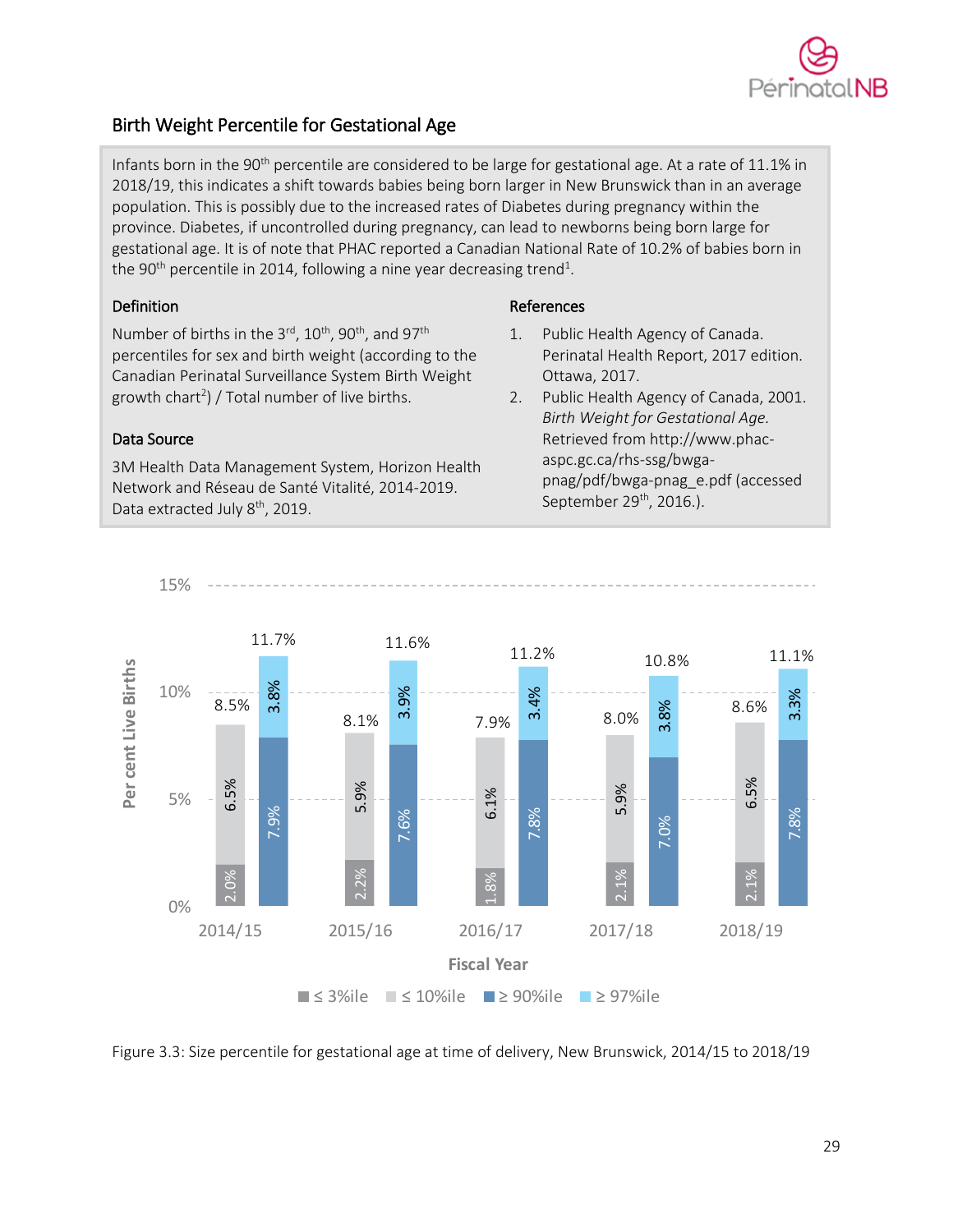## Birth Weight Percentile for Gestational Age

Infants born in the 90th percentile are considered to be large for gestational age. At a rate of 11.1% in 2018/19, this indicates a shift towards babies being born larger in New Brunswick than in an average population. This is possibly due to the increased rates of Diabetes during pregnancy within the province. Diabetes, if uncontrolled during pregnancy, can lead to newborns being born large for gestational age. It is of note that PHAC reported a Canadian National Rate of 10.2% of babies born in the 90th percentile in 2014, following a nine year decreasing trend[1].

### Definition

Number of births in the 3rd, 10th, 90th, and 97th percentiles for sex and birth weight (according to the Canadian Perinatal Surveillance System Birth Weight growth chart[2]) / Total number of live births.

### Data Source

3M Health Data Management System, Horizon Health Network and Réseau de Santé Vitalité, 2014-2019. Data extracted July 8th, 2019.

### References

1. Public Health Agency of Canada. Perinatal Health Report, 2017 edition. Ottawa, 2017.
2. Public Health Agency of Canada, 2001. *Birth Weight for Gestational Age.* Retrieved from http://www.phac-aspc.gc.ca/rhs-ssg/bwga-pnag/pdf/bwga-pnag_e.pdf (accessed September 29th, 2016.).

| Fiscal Year | ≤ 3%ile | ≤ 10%ile | ≥ 90%ile | ≥ 97%ile |
|---|---|---|---|---|
| 2014/15 | 2.0% | 8.5% | 11.7% | 3.8% |
| 2015/16 | 2.2% | 8.1% | 11.6% | 3.9% |
| 2016/17 | 1.8% | 7.9% | 11.2% | 3.4% |
| 2017/18 | 2.1% | 8.0% | 10.8% | 3.8% |
| 2018/19 | 2.1% | 8.6% | 11.1% | 3.3% |

Figure 3.3: Size percentile for gestational age at time of delivery, New Brunswick, 2014/15 to 2018/19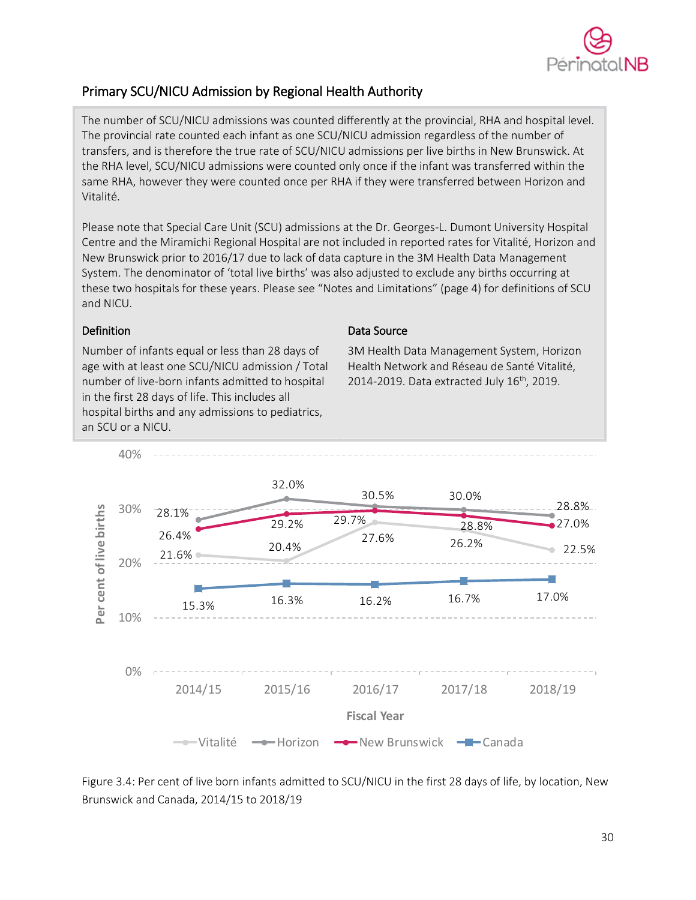## Primary SCU/NICU Admission by Regional Health Authority

The number of SCU/NICU admissions was counted differently at the provincial, RHA and hospital level. The provincial rate counted each infant as one SCU/NICU admission regardless of the number of transfers, and is therefore the true rate of SCU/NICU admissions per live births in New Brunswick. At the RHA level, SCU/NICU admissions were counted only once if the infant was transferred within the same RHA, however they were counted once per RHA if they were transferred between Horizon and Vitalité.

Please note that Special Care Unit (SCU) admissions at the Dr. Georges-L. Dumont University Hospital Centre and the Miramichi Regional Hospital are not included in reported rates for Vitalité, Horizon and New Brunswick prior to 2016/17 due to lack of data capture in the 3M Health Data Management System. The denominator of 'total live births' was also adjusted to exclude any births occurring at these two hospitals for these years. Please see "Notes and Limitations" (page 4) for definitions of SCU and NICU.

### Definition

Number of infants equal or less than 28 days of age with at least one SCU/NICU admission / Total number of live-born infants admitted to hospital in the first 28 days of life. This includes all hospital births and any admissions to pediatrics, an SCU or a NICU.

### Data Source

3M Health Data Management System, Horizon Health Network and Réseau de Santé Vitalité, 2014-2019. Data extracted July 16th, 2019.

| Fiscal Year | Vitalité | Horizon | New Brunswick | Canada |
|---|---|---|---|---|
| 2014/15 | 21.6% | 28.1% | 26.4% | 15.3% |
| 2015/16 | 20.4% | 32.0% | 29.2% | 16.3% |
| 2016/17 | 27.6% | 30.5% | 29.7% | 16.2% |
| 2017/18 | 26.2% | 30.0% | 28.8% | 16.7% |
| 2018/19 | 22.5% | 28.8% | 27.0% | 17.0% |

Figure 3.4: Per cent of live born infants admitted to SCU/NICU in the first 28 days of life, by location, New Brunswick and Canada, 2014/15 to 2018/19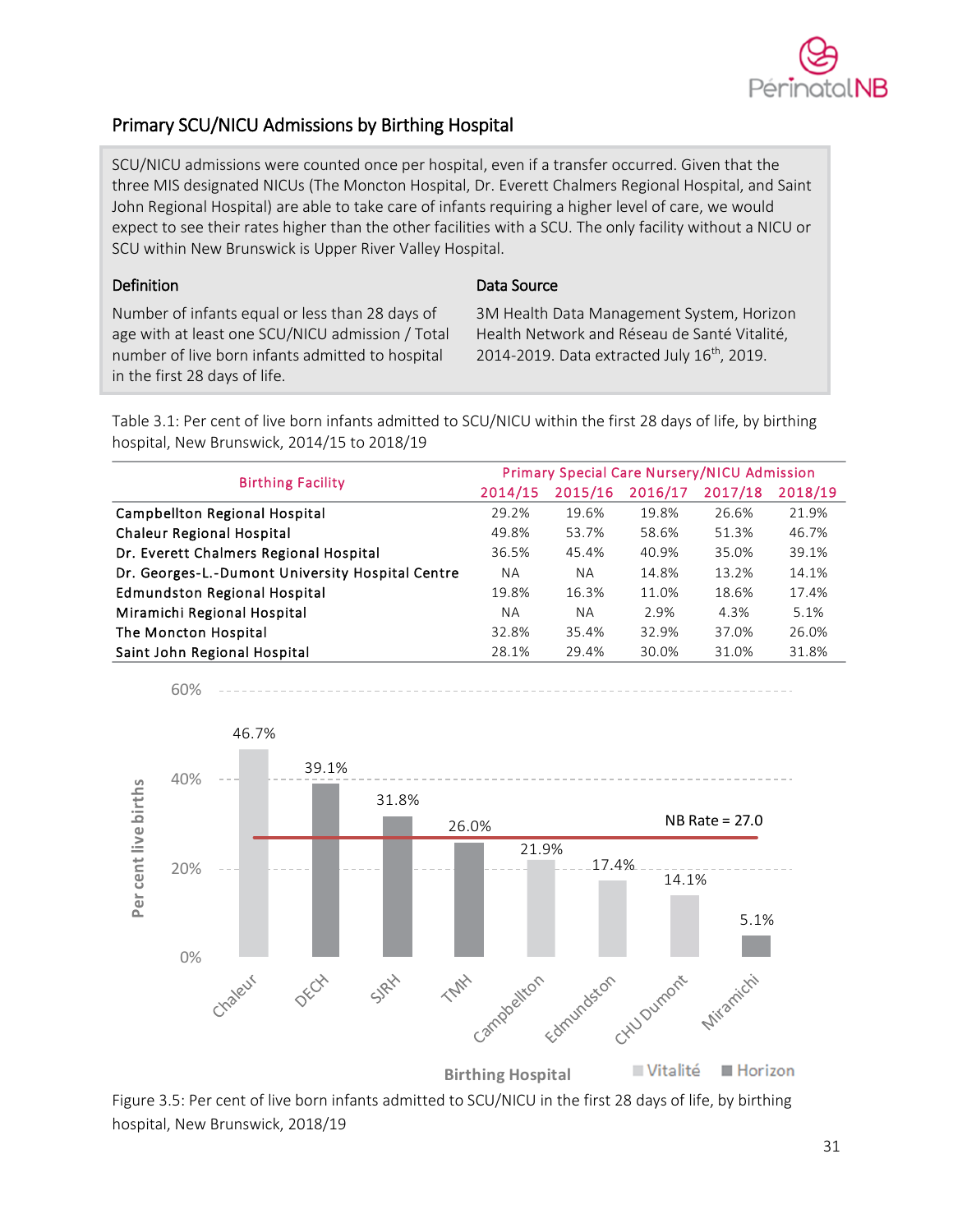## Primary SCU/NICU Admissions by Birthing Hospital

SCU/NICU admissions were counted once per hospital, even if a transfer occurred. Given that the three MIS designated NICUs (The Moncton Hospital, Dr. Everett Chalmers Regional Hospital, and Saint John Regional Hospital) are able to take care of infants requiring a higher level of care, we would expect to see their rates higher than the other facilities with a SCU. The only facility without a NICU or SCU within New Brunswick is Upper River Valley Hospital.

**Definition**

Number of infants equal or less than 28 days of age with at least one SCU/NICU admission / Total number of live born infants admitted to hospital in the first 28 days of life.

**Data Source**

3M Health Data Management System, Horizon Health Network and Réseau de Santé Vitalité, 2014-2019. Data extracted July 16th, 2019.

Table 3.1: Per cent of live born infants admitted to SCU/NICU within the first 28 days of life, by birthing hospital, New Brunswick, 2014/15 to 2018/19

| Birthing Facility | Primary Special Care Nursery/NICU Admission | | | | |
|---|---|---|---|---|---|
| | 2014/15 | 2015/16 | 2016/17 | 2017/18 | 2018/19 |
| Campbellton Regional Hospital | 29.2% | 19.6% | 19.8% | 26.6% | 21.9% |
| Chaleur Regional Hospital | 49.8% | 53.7% | 58.6% | 51.3% | 46.7% |
| Dr. Everett Chalmers Regional Hospital | 36.5% | 45.4% | 40.9% | 35.0% | 39.1% |
| Dr. Georges-L.-Dumont University Hospital Centre | NA | NA | 14.8% | 13.2% | 14.1% |
| Edmundston Regional Hospital | 19.8% | 16.3% | 11.0% | 18.6% | 17.4% |
| Miramichi Regional Hospital | NA | NA | 2.9% | 4.3% | 5.1% |
| The Moncton Hospital | 32.8% | 35.4% | 32.9% | 37.0% | 26.0% |
| Saint John Regional Hospital | 28.1% | 29.4% | 30.0% | 31.0% | 31.8% |

Figure 3.5: Per cent of live born infants admitted to SCU/NICU in the first 28 days of life, by birthing hospital, New Brunswick, 2018/19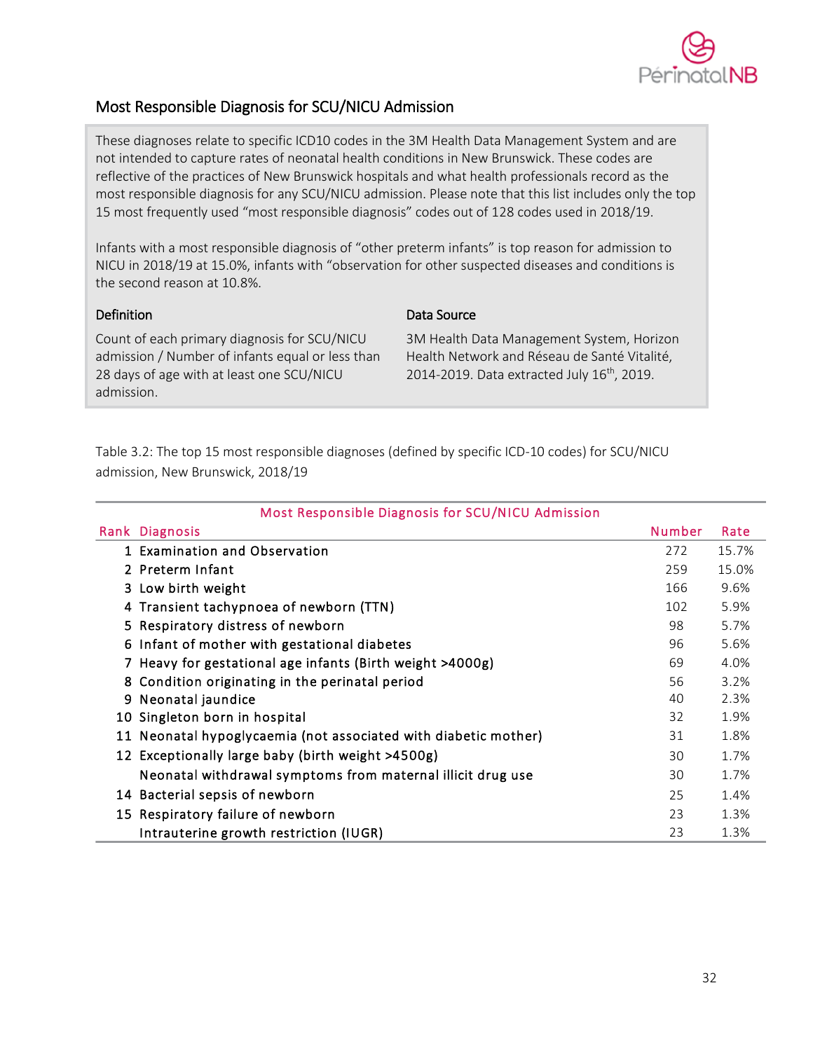## Most Responsible Diagnosis for SCU/NICU Admission

These diagnoses relate to specific ICD10 codes in the 3M Health Data Management System and are not intended to capture rates of neonatal health conditions in New Brunswick. These codes are reflective of the practices of New Brunswick hospitals and what health professionals record as the most responsible diagnosis for any SCU/NICU admission. Please note that this list includes only the top 15 most frequently used "most responsible diagnosis" codes out of 128 codes used in 2018/19.

Infants with a most responsible diagnosis of "other preterm infants" is top reason for admission to NICU in 2018/19 at 15.0%, infants with "observation for other suspected diseases and conditions is the second reason at 10.8%.

### Definition

Count of each primary diagnosis for SCU/NICU admission / Number of infants equal or less than 28 days of age with at least one SCU/NICU admission.

### Data Source

3M Health Data Management System, Horizon Health Network and Réseau de Santé Vitalité, 2014-2019. Data extracted July 16th, 2019.

Table 3.2: The top 15 most responsible diagnoses (defined by specific ICD-10 codes) for SCU/NICU admission, New Brunswick, 2018/19

| Rank | Diagnosis | Number | Rate |
|---|---|---|---|
| 1 | Examination and Observation | 272 | 15.7% |
| 2 | Preterm Infant | 259 | 15.0% |
| 3 | Low birth weight | 166 | 9.6% |
| 4 | Transient tachypnoea of newborn (TTN) | 102 | 5.9% |
| 5 | Respiratory distress of newborn | 98 | 5.7% |
| 6 | Infant of mother with gestational diabetes | 96 | 5.6% |
| 7 | Heavy for gestational age infants (Birth weight >4000g) | 69 | 4.0% |
| 8 | Condition originating in the perinatal period | 56 | 3.2% |
| 9 | Neonatal jaundice | 40 | 2.3% |
| 10 | Singleton born in hospital | 32 | 1.9% |
| 11 | Neonatal hypoglycaemia (not associated with diabetic mother) | 31 | 1.8% |
| 12 | Exceptionally large baby (birth weight >4500g) | 30 | 1.7% |
| | Neonatal withdrawal symptoms from maternal illicit drug use | 30 | 1.7% |
| 14 | Bacterial sepsis of newborn | 25 | 1.4% |
| 15 | Respiratory failure of newborn | 23 | 1.3% |
| | Intrauterine growth restriction (IUGR) | 23 | 1.3% |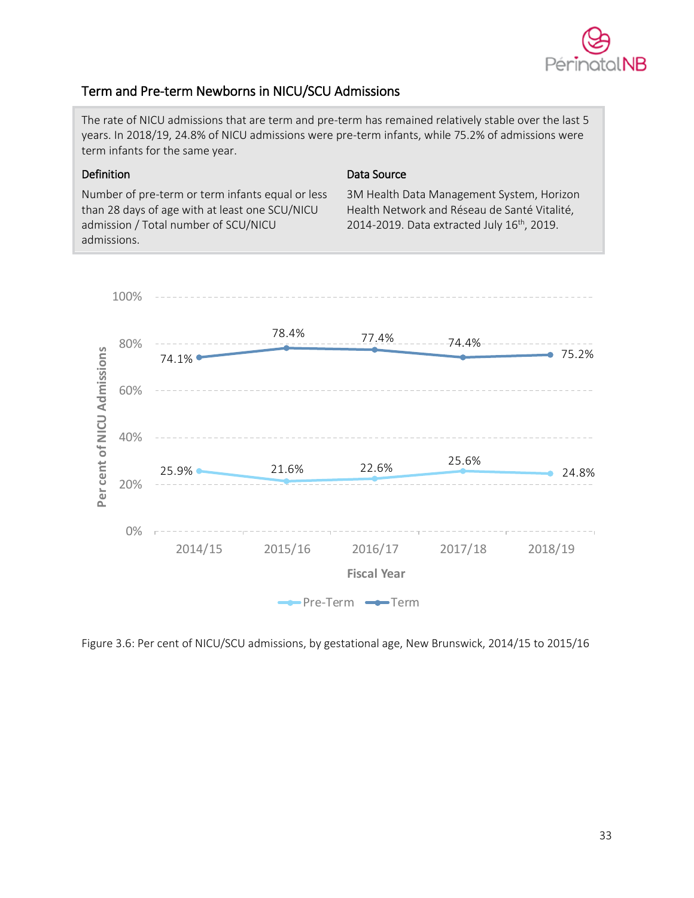## Term and Pre-term Newborns in NICU/SCU Admissions

The rate of NICU admissions that are term and pre-term has remained relatively stable over the last 5 years. In 2018/19, 24.8% of NICU admissions were pre-term infants, while 75.2% of admissions were term infants for the same year.

**Definition**

Number of pre-term or term infants equal or less than 28 days of age with at least one SCU/NICU admission / Total number of SCU/NICU admissions.

**Data Source**

3M Health Data Management System, Horizon Health Network and Réseau de Santé Vitalité, 2014-2019. Data extracted July 16th, 2019.

| Fiscal Year | Pre-Term | Term |
|---|---|---|
| 2014/15 | 25.9% | 74.1% |
| 2015/16 | 21.6% | 78.4% |
| 2016/17 | 22.6% | 77.4% |
| 2017/18 | 25.6% | 74.4% |
| 2018/19 | 24.8% | 75.2% |

Figure 3.6: Per cent of NICU/SCU admissions, by gestational age, New Brunswick, 2014/15 to 2015/16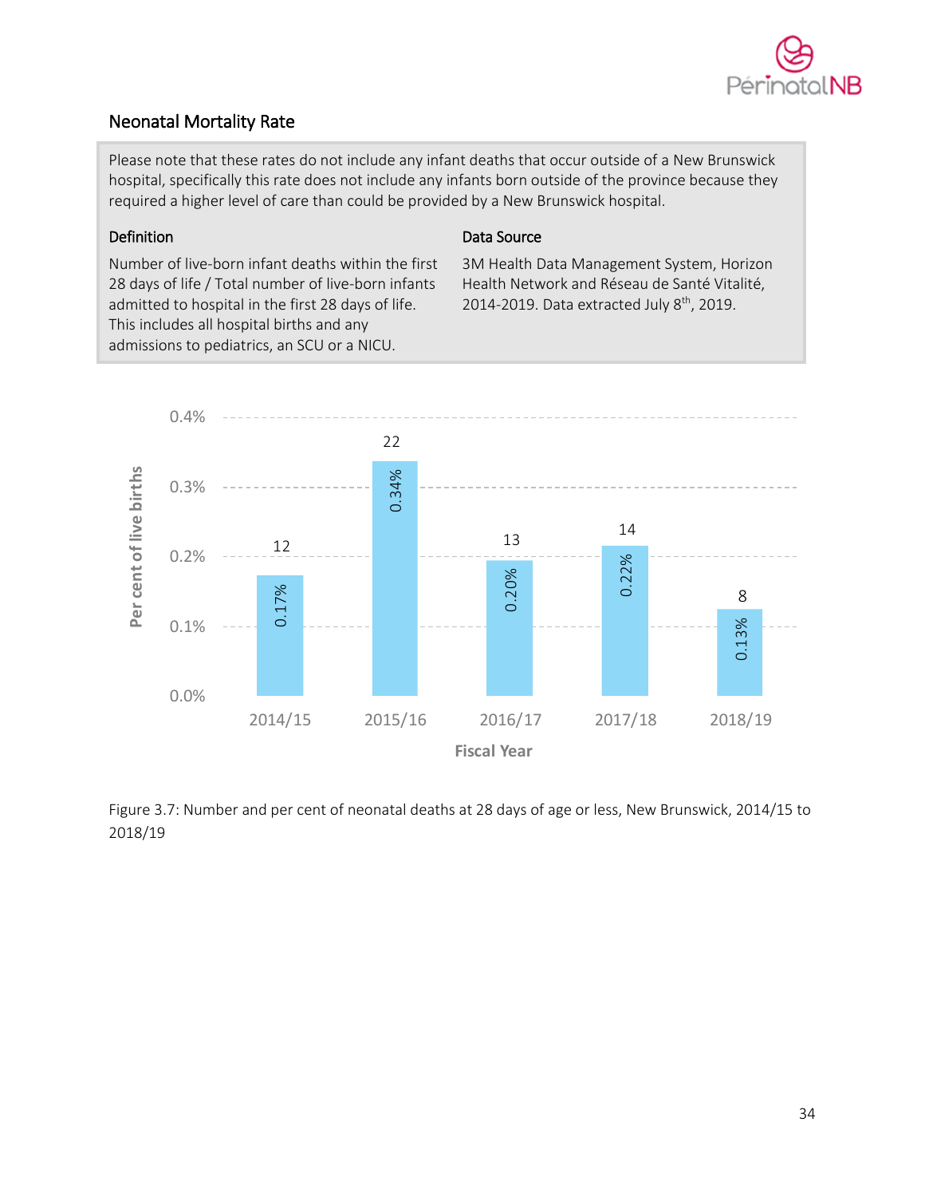## Neonatal Mortality Rate

Please note that these rates do not include any infant deaths that occur outside of a New Brunswick hospital, specifically this rate does not include any infants born outside of the province because they required a higher level of care than could be provided by a New Brunswick hospital.

**Definition**

Number of live-born infant deaths within the first 28 days of life / Total number of live-born infants admitted to hospital in the first 28 days of life. This includes all hospital births and any admissions to pediatrics, an SCU or a NICU.

**Data Source**

3M Health Data Management System, Horizon Health Network and Réseau de Santé Vitalité, 2014-2019. Data extracted July 8th, 2019.

| Fiscal Year | Number of deaths | Per cent of live births |
| --- | --- | --- |
| 2014/15 | 12 | 0.17% |
| 2015/16 | 22 | 0.34% |
| 2016/17 | 13 | 0.20% |
| 2017/18 | 14 | 0.22% |
| 2018/19 | 8 | 0.13% |

Figure 3.7: Number and per cent of neonatal deaths at 28 days of age or less, New Brunswick, 2014/15 to 2018/19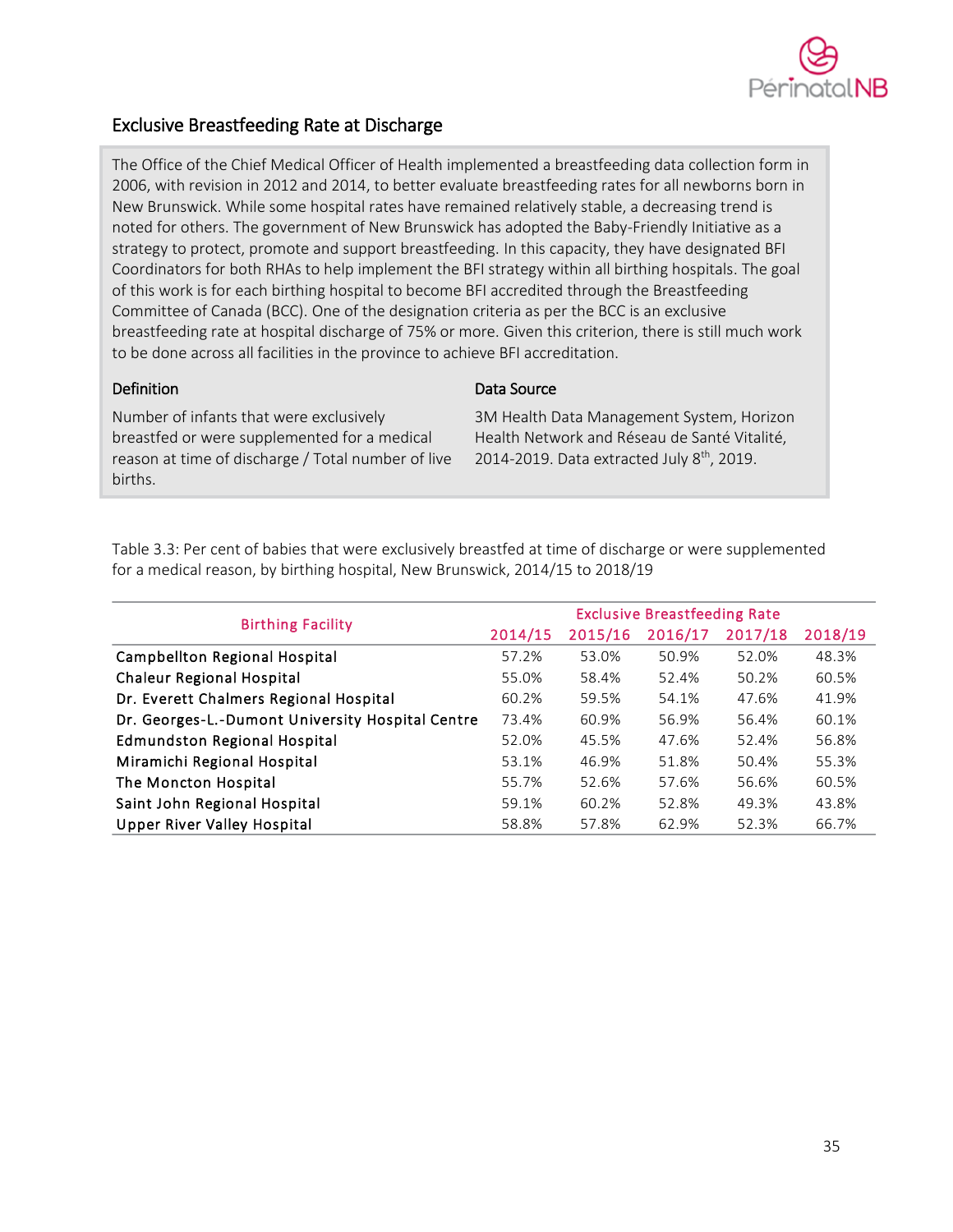## Exclusive Breastfeeding Rate at Discharge

The Office of the Chief Medical Officer of Health implemented a breastfeeding data collection form in 2006, with revision in 2012 and 2014, to better evaluate breastfeeding rates for all newborns born in New Brunswick. While some hospital rates have remained relatively stable, a decreasing trend is noted for others. The government of New Brunswick has adopted the Baby-Friendly Initiative as a strategy to protect, promote and support breastfeeding. In this capacity, they have designated BFI Coordinators for both RHAs to help implement the BFI strategy within all birthing hospitals. The goal of this work is for each birthing hospital to become BFI accredited through the Breastfeeding Committee of Canada (BCC). One of the designation criteria as per the BCC is an exclusive breastfeeding rate at hospital discharge of 75% or more. Given this criterion, there is still much work to be done across all facilities in the province to achieve BFI accreditation.

**Definition**

Number of infants that were exclusively breastfed or were supplemented for a medical reason at time of discharge / Total number of live births.

**Data Source**

3M Health Data Management System, Horizon Health Network and Réseau de Santé Vitalité, 2014-2019. Data extracted July 8th, 2019.

Table 3.3: Per cent of babies that were exclusively breastfed at time of discharge or were supplemented for a medical reason, by birthing hospital, New Brunswick, 2014/15 to 2018/19

| Birthing Facility | Exclusive Breastfeeding Rate | | | | |
|---|---|---|---|---|---|
| | 2014/15 | 2015/16 | 2016/17 | 2017/18 | 2018/19 |
| Campbellton Regional Hospital | 57.2% | 53.0% | 50.9% | 52.0% | 48.3% |
| Chaleur Regional Hospital | 55.0% | 58.4% | 52.4% | 50.2% | 60.5% |
| Dr. Everett Chalmers Regional Hospital | 60.2% | 59.5% | 54.1% | 47.6% | 41.9% |
| Dr. Georges-L.-Dumont University Hospital Centre | 73.4% | 60.9% | 56.9% | 56.4% | 60.1% |
| Edmundston Regional Hospital | 52.0% | 45.5% | 47.6% | 52.4% | 56.8% |
| Miramichi Regional Hospital | 53.1% | 46.9% | 51.8% | 50.4% | 55.3% |
| The Moncton Hospital | 55.7% | 52.6% | 57.6% | 56.6% | 60.5% |
| Saint John Regional Hospital | 59.1% | 60.2% | 52.8% | 49.3% | 43.8% |
| Upper River Valley Hospital | 58.8% | 57.8% | 62.9% | 52.3% | 66.7% |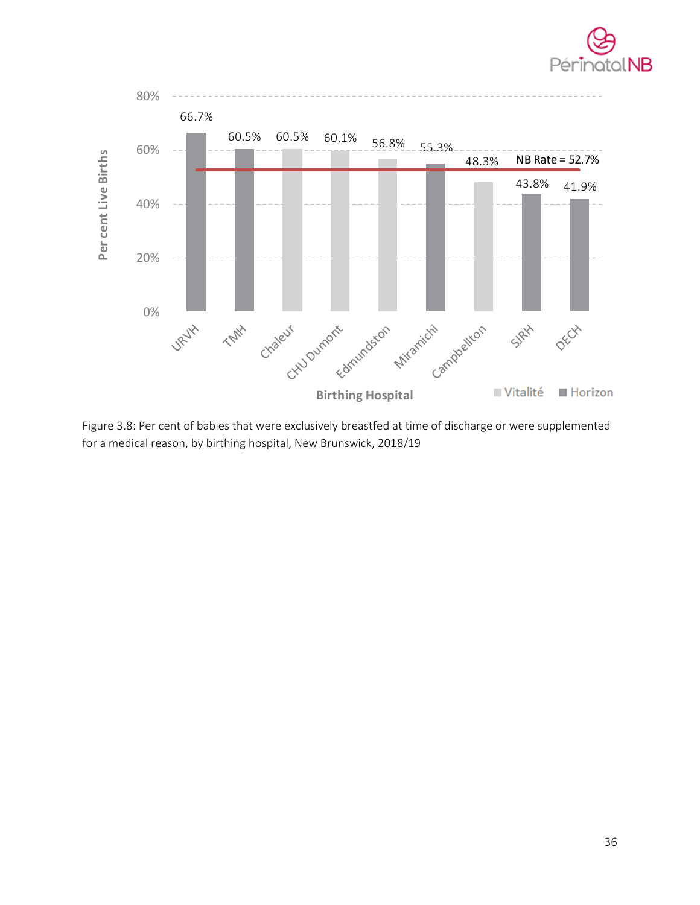80%
60%
40%
20%
0%

Per cent Live Births

66.7%
60.5%
60.5%
60.1%
56.8%
55.3%
48.3%
NB Rate = 52.7%
43.8%
41.9%

URVH
TMH
Chaleur
CHU Dumont
Edmundston
Miramichi
Campbellton
SJRH
DECH

Birthing Hospital

Vitalité
Horizon

Figure 3.8: Per cent of babies that were exclusively breastfed at time of discharge or were supplemented for a medical reason, by birthing hospital, New Brunswick, 2018/19